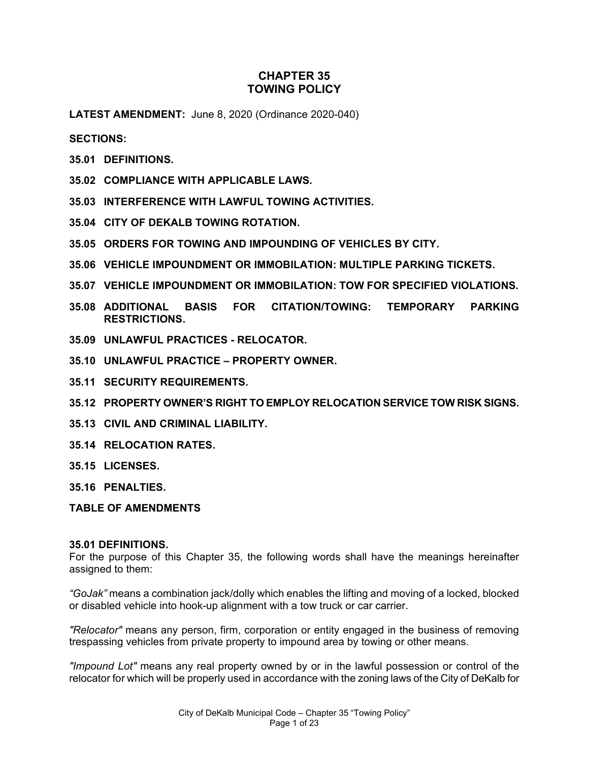# CHAPTER 35
# TOWING POLICY

**LATEST AMENDMENT:** June 8, 2020 (Ordinance 2020-040)

**SECTIONS:**

**35.01 DEFINITIONS.**

**35.02 COMPLIANCE WITH APPLICABLE LAWS.**

**35.03 INTERFERENCE WITH LAWFUL TOWING ACTIVITIES.**

**35.04 CITY OF DEKALB TOWING ROTATION.**

**35.05 ORDERS FOR TOWING AND IMPOUNDING OF VEHICLES BY CITY.**

**35.06 VEHICLE IMPOUNDMENT OR IMMOBILATION: MULTIPLE PARKING TICKETS.**

**35.07 VEHICLE IMPOUNDMENT OR IMMOBILATION: TOW FOR SPECIFIED VIOLATIONS.**

**35.08 ADDITIONAL BASIS FOR CITATION/TOWING: TEMPORARY PARKING RESTRICTIONS.**

**35.09 UNLAWFUL PRACTICES - RELOCATOR.**

**35.10 UNLAWFUL PRACTICE – PROPERTY OWNER.**

**35.11 SECURITY REQUIREMENTS.**

**35.12 PROPERTY OWNER'S RIGHT TO EMPLOY RELOCATION SERVICE TOW RISK SIGNS.**

**35.13 CIVIL AND CRIMINAL LIABILITY.**

**35.14 RELOCATION RATES.**

**35.15 LICENSES.**

**35.16 PENALTIES.**

**TABLE OF AMENDMENTS**

### 35.01 DEFINITIONS.

For the purpose of this Chapter 35, the following words shall have the meanings hereinafter assigned to them:

*"GoJak"* means a combination jack/dolly which enables the lifting and moving of a locked, blocked or disabled vehicle into hook-up alignment with a tow truck or car carrier.

*"Relocator"* means any person, firm, corporation or entity engaged in the business of removing trespassing vehicles from private property to impound area by towing or other means.

*"Impound Lot"* means any real property owned by or in the lawful possession or control of the relocator for which will be properly used in accordance with the zoning laws of the City of DeKalb for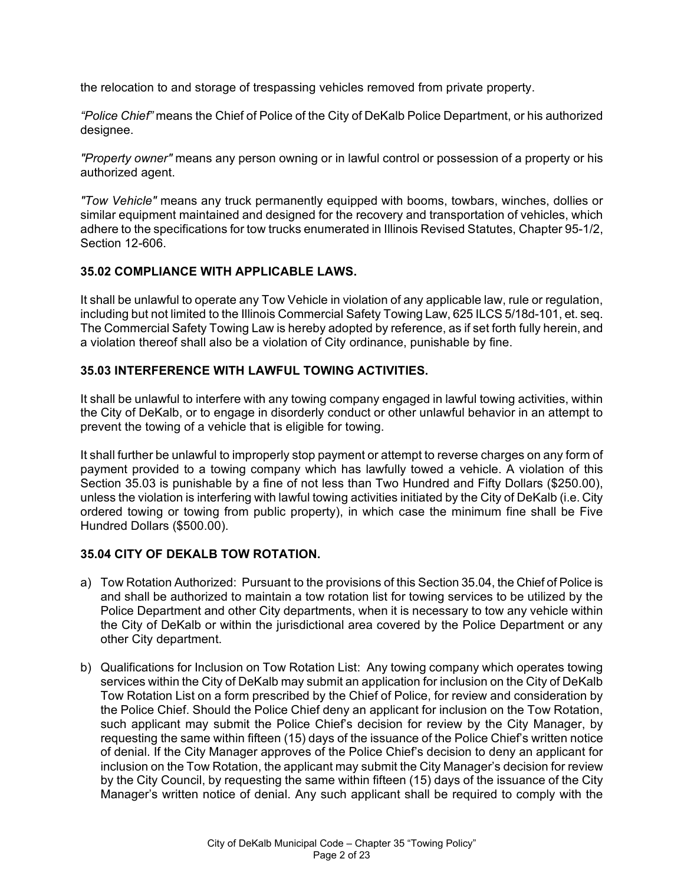the relocation to and storage of trespassing vehicles removed from private property.

*"Police Chief"* means the Chief of Police of the City of DeKalb Police Department, or his authorized designee.

*"Property owner"* means any person owning or in lawful control or possession of a property or his authorized agent.

*"Tow Vehicle"* means any truck permanently equipped with booms, towbars, winches, dollies or similar equipment maintained and designed for the recovery and transportation of vehicles, which adhere to the specifications for tow trucks enumerated in Illinois Revised Statutes, Chapter 95-1/2, Section 12-606.

### 35.02 COMPLIANCE WITH APPLICABLE LAWS.

It shall be unlawful to operate any Tow Vehicle in violation of any applicable law, rule or regulation, including but not limited to the Illinois Commercial Safety Towing Law, 625 ILCS 5/18d-101, et. seq. The Commercial Safety Towing Law is hereby adopted by reference, as if set forth fully herein, and a violation thereof shall also be a violation of City ordinance, punishable by fine.

### 35.03 INTERFERENCE WITH LAWFUL TOWING ACTIVITIES.

It shall be unlawful to interfere with any towing company engaged in lawful towing activities, within the City of DeKalb, or to engage in disorderly conduct or other unlawful behavior in an attempt to prevent the towing of a vehicle that is eligible for towing.

It shall further be unlawful to improperly stop payment or attempt to reverse charges on any form of payment provided to a towing company which has lawfully towed a vehicle. A violation of this Section 35.03 is punishable by a fine of not less than Two Hundred and Fifty Dollars ($250.00), unless the violation is interfering with lawful towing activities initiated by the City of DeKalb (i.e. City ordered towing or towing from public property), in which case the minimum fine shall be Five Hundred Dollars ($500.00).

### 35.04 CITY OF DEKALB TOW ROTATION.

a) Tow Rotation Authorized: Pursuant to the provisions of this Section 35.04, the Chief of Police is and shall be authorized to maintain a tow rotation list for towing services to be utilized by the Police Department and other City departments, when it is necessary to tow any vehicle within the City of DeKalb or within the jurisdictional area covered by the Police Department or any other City department.

b) Qualifications for Inclusion on Tow Rotation List: Any towing company which operates towing services within the City of DeKalb may submit an application for inclusion on the City of DeKalb Tow Rotation List on a form prescribed by the Chief of Police, for review and consideration by the Police Chief. Should the Police Chief deny an applicant for inclusion on the Tow Rotation, such applicant may submit the Police Chief's decision for review by the City Manager, by requesting the same within fifteen (15) days of the issuance of the Police Chief's written notice of denial. If the City Manager approves of the Police Chief's decision to deny an applicant for inclusion on the Tow Rotation, the applicant may submit the City Manager's decision for review by the City Council, by requesting the same within fifteen (15) days of the issuance of the City Manager's written notice of denial. Any such applicant shall be required to comply with the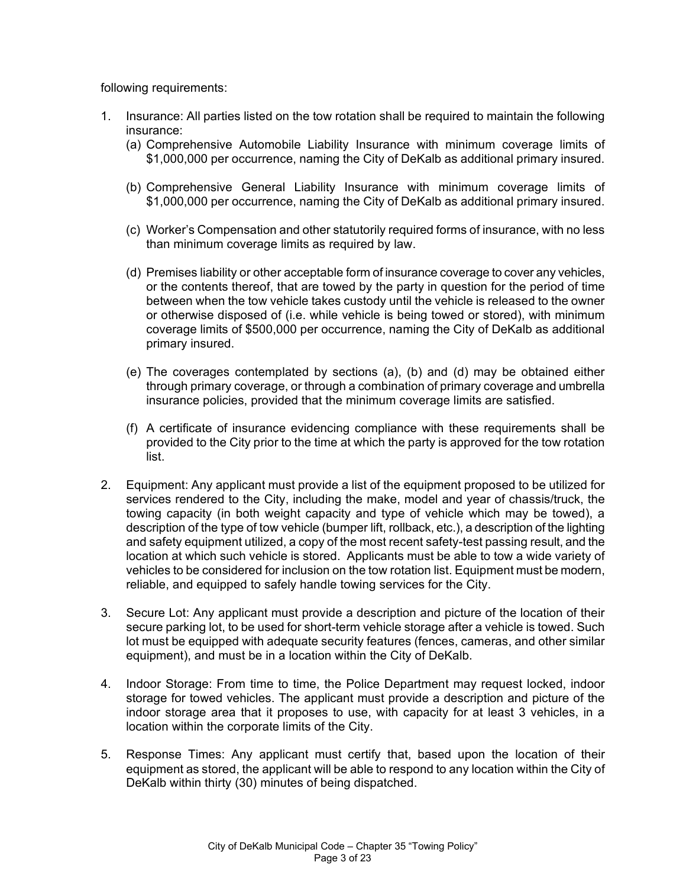following requirements:

1. Insurance: All parties listed on the tow rotation shall be required to maintain the following insurance:
   (a) Comprehensive Automobile Liability Insurance with minimum coverage limits of $1,000,000 per occurrence, naming the City of DeKalb as additional primary insured.

   (b) Comprehensive General Liability Insurance with minimum coverage limits of $1,000,000 per occurrence, naming the City of DeKalb as additional primary insured.

   (c) Worker's Compensation and other statutorily required forms of insurance, with no less than minimum coverage limits as required by law.

   (d) Premises liability or other acceptable form of insurance coverage to cover any vehicles, or the contents thereof, that are towed by the party in question for the period of time between when the tow vehicle takes custody until the vehicle is released to the owner or otherwise disposed of (i.e. while vehicle is being towed or stored), with minimum coverage limits of $500,000 per occurrence, naming the City of DeKalb as additional primary insured.

   (e) The coverages contemplated by sections (a), (b) and (d) may be obtained either through primary coverage, or through a combination of primary coverage and umbrella insurance policies, provided that the minimum coverage limits are satisfied.

   (f) A certificate of insurance evidencing compliance with these requirements shall be provided to the City prior to the time at which the party is approved for the tow rotation list.

2. Equipment: Any applicant must provide a list of the equipment proposed to be utilized for services rendered to the City, including the make, model and year of chassis/truck, the towing capacity (in both weight capacity and type of vehicle which may be towed), a description of the type of tow vehicle (bumper lift, rollback, etc.), a description of the lighting and safety equipment utilized, a copy of the most recent safety-test passing result, and the location at which such vehicle is stored. Applicants must be able to tow a wide variety of vehicles to be considered for inclusion on the tow rotation list. Equipment must be modern, reliable, and equipped to safely handle towing services for the City.

3. Secure Lot: Any applicant must provide a description and picture of the location of their secure parking lot, to be used for short-term vehicle storage after a vehicle is towed. Such lot must be equipped with adequate security features (fences, cameras, and other similar equipment), and must be in a location within the City of DeKalb.

4. Indoor Storage: From time to time, the Police Department may request locked, indoor storage for towed vehicles. The applicant must provide a description and picture of the indoor storage area that it proposes to use, with capacity for at least 3 vehicles, in a location within the corporate limits of the City.

5. Response Times: Any applicant must certify that, based upon the location of their equipment as stored, the applicant will be able to respond to any location within the City of DeKalb within thirty (30) minutes of being dispatched.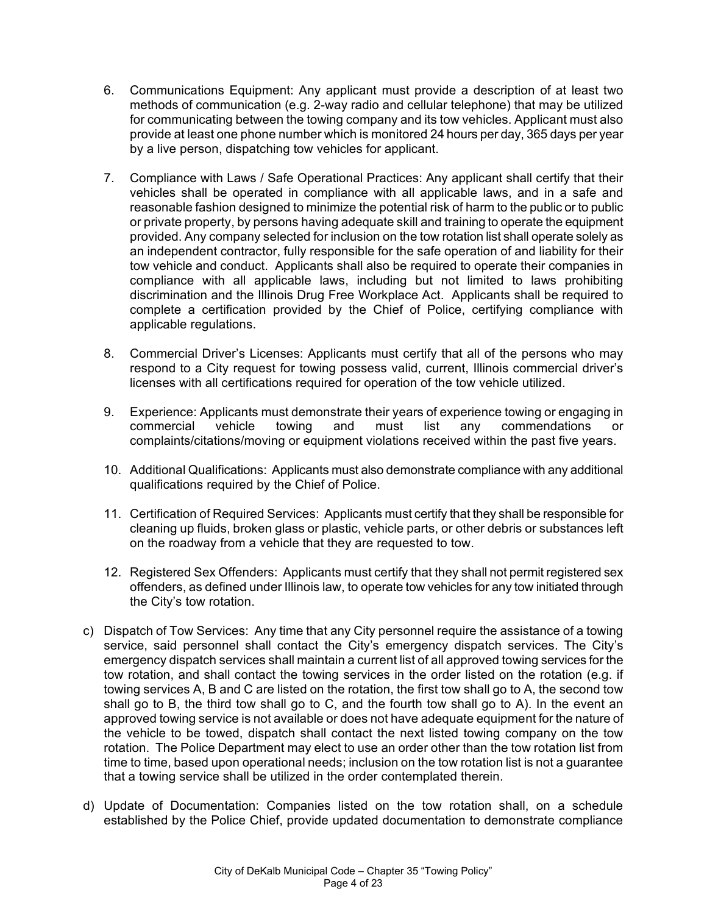6. Communications Equipment: Any applicant must provide a description of at least two methods of communication (e.g. 2-way radio and cellular telephone) that may be utilized for communicating between the towing company and its tow vehicles. Applicant must also provide at least one phone number which is monitored 24 hours per day, 365 days per year by a live person, dispatching tow vehicles for applicant.

7. Compliance with Laws / Safe Operational Practices: Any applicant shall certify that their vehicles shall be operated in compliance with all applicable laws, and in a safe and reasonable fashion designed to minimize the potential risk of harm to the public or to public or private property, by persons having adequate skill and training to operate the equipment provided. Any company selected for inclusion on the tow rotation list shall operate solely as an independent contractor, fully responsible for the safe operation of and liability for their tow vehicle and conduct. Applicants shall also be required to operate their companies in compliance with all applicable laws, including but not limited to laws prohibiting discrimination and the Illinois Drug Free Workplace Act. Applicants shall be required to complete a certification provided by the Chief of Police, certifying compliance with applicable regulations.

8. Commercial Driver's Licenses: Applicants must certify that all of the persons who may respond to a City request for towing possess valid, current, Illinois commercial driver's licenses with all certifications required for operation of the tow vehicle utilized.

9. Experience: Applicants must demonstrate their years of experience towing or engaging in commercial vehicle towing and must list any commendations or complaints/citations/moving or equipment violations received within the past five years.

10. Additional Qualifications: Applicants must also demonstrate compliance with any additional qualifications required by the Chief of Police.

11. Certification of Required Services: Applicants must certify that they shall be responsible for cleaning up fluids, broken glass or plastic, vehicle parts, or other debris or substances left on the roadway from a vehicle that they are requested to tow.

12. Registered Sex Offenders: Applicants must certify that they shall not permit registered sex offenders, as defined under Illinois law, to operate tow vehicles for any tow initiated through the City's tow rotation.

c) Dispatch of Tow Services: Any time that any City personnel require the assistance of a towing service, said personnel shall contact the City's emergency dispatch services. The City's emergency dispatch services shall maintain a current list of all approved towing services for the tow rotation, and shall contact the towing services in the order listed on the rotation (e.g. if towing services A, B and C are listed on the rotation, the first tow shall go to A, the second tow shall go to B, the third tow shall go to C, and the fourth tow shall go to A). In the event an approved towing service is not available or does not have adequate equipment for the nature of the vehicle to be towed, dispatch shall contact the next listed towing company on the tow rotation. The Police Department may elect to use an order other than the tow rotation list from time to time, based upon operational needs; inclusion on the tow rotation list is not a guarantee that a towing service shall be utilized in the order contemplated therein.

d) Update of Documentation: Companies listed on the tow rotation shall, on a schedule established by the Police Chief, provide updated documentation to demonstrate compliance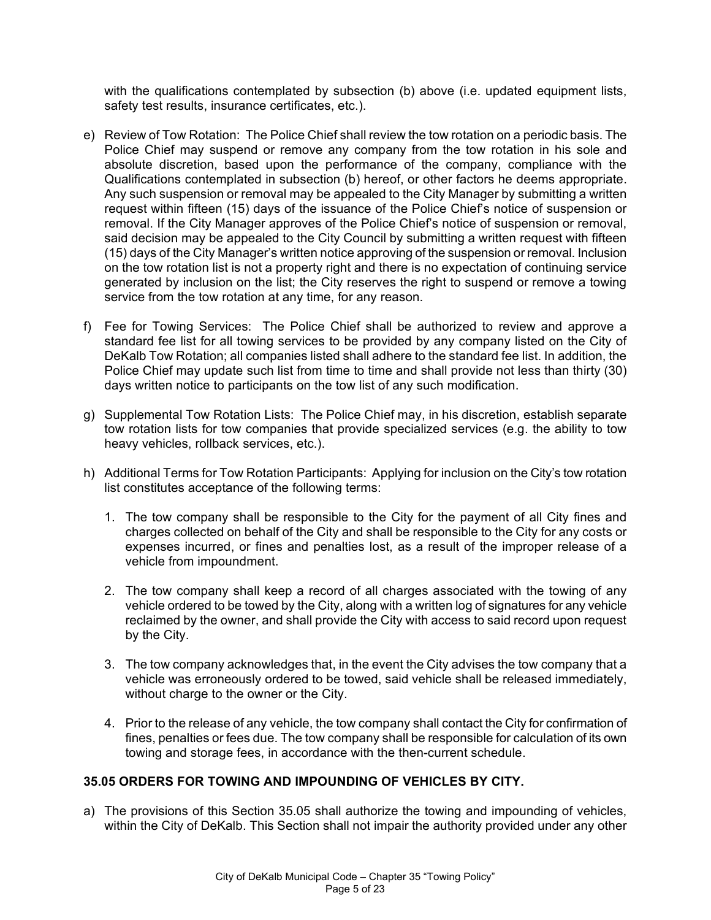with the qualifications contemplated by subsection (b) above (i.e. updated equipment lists, safety test results, insurance certificates, etc.).

e) Review of Tow Rotation: The Police Chief shall review the tow rotation on a periodic basis. The Police Chief may suspend or remove any company from the tow rotation in his sole and absolute discretion, based upon the performance of the company, compliance with the Qualifications contemplated in subsection (b) hereof, or other factors he deems appropriate. Any such suspension or removal may be appealed to the City Manager by submitting a written request within fifteen (15) days of the issuance of the Police Chief's notice of suspension or removal. If the City Manager approves of the Police Chief's notice of suspension or removal, said decision may be appealed to the City Council by submitting a written request with fifteen (15) days of the City Manager's written notice approving of the suspension or removal. Inclusion on the tow rotation list is not a property right and there is no expectation of continuing service generated by inclusion on the list; the City reserves the right to suspend or remove a towing service from the tow rotation at any time, for any reason.

f) Fee for Towing Services: The Police Chief shall be authorized to review and approve a standard fee list for all towing services to be provided by any company listed on the City of DeKalb Tow Rotation; all companies listed shall adhere to the standard fee list. In addition, the Police Chief may update such list from time to time and shall provide not less than thirty (30) days written notice to participants on the tow list of any such modification.

g) Supplemental Tow Rotation Lists: The Police Chief may, in his discretion, establish separate tow rotation lists for tow companies that provide specialized services (e.g. the ability to tow heavy vehicles, rollback services, etc.).

h) Additional Terms for Tow Rotation Participants: Applying for inclusion on the City's tow rotation list constitutes acceptance of the following terms:

   1. The tow company shall be responsible to the City for the payment of all City fines and charges collected on behalf of the City and shall be responsible to the City for any costs or expenses incurred, or fines and penalties lost, as a result of the improper release of a vehicle from impoundment.

   2. The tow company shall keep a record of all charges associated with the towing of any vehicle ordered to be towed by the City, along with a written log of signatures for any vehicle reclaimed by the owner, and shall provide the City with access to said record upon request by the City.

   3. The tow company acknowledges that, in the event the City advises the tow company that a vehicle was erroneously ordered to be towed, said vehicle shall be released immediately, without charge to the owner or the City.

   4. Prior to the release of any vehicle, the tow company shall contact the City for confirmation of fines, penalties or fees due. The tow company shall be responsible for calculation of its own towing and storage fees, in accordance with the then-current schedule.

### 35.05 ORDERS FOR TOWING AND IMPOUNDING OF VEHICLES BY CITY.

a) The provisions of this Section 35.05 shall authorize the towing and impounding of vehicles, within the City of DeKalb. This Section shall not impair the authority provided under any other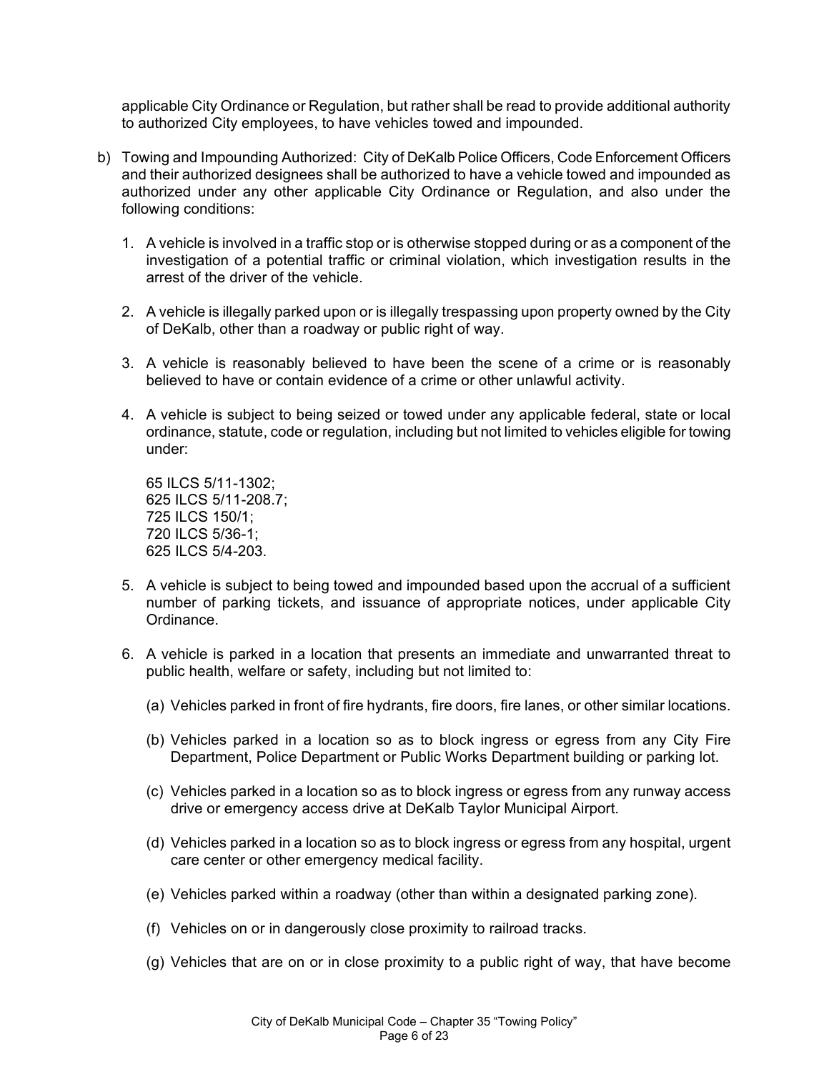applicable City Ordinance or Regulation, but rather shall be read to provide additional authority to authorized City employees, to have vehicles towed and impounded.

b) Towing and Impounding Authorized: City of DeKalb Police Officers, Code Enforcement Officers and their authorized designees shall be authorized to have a vehicle towed and impounded as authorized under any other applicable City Ordinance or Regulation, and also under the following conditions:

   1. A vehicle is involved in a traffic stop or is otherwise stopped during or as a component of the investigation of a potential traffic or criminal violation, which investigation results in the arrest of the driver of the vehicle.

   2. A vehicle is illegally parked upon or is illegally trespassing upon property owned by the City of DeKalb, other than a roadway or public right of way.

   3. A vehicle is reasonably believed to have been the scene of a crime or is reasonably believed to have or contain evidence of a crime or other unlawful activity.

   4. A vehicle is subject to being seized or towed under any applicable federal, state or local ordinance, statute, code or regulation, including but not limited to vehicles eligible for towing under:

      65 ILCS 5/11-1302;
      625 ILCS 5/11-208.7;
      725 ILCS 150/1;
      720 ILCS 5/36-1;
      625 ILCS 5/4-203.

   5. A vehicle is subject to being towed and impounded based upon the accrual of a sufficient number of parking tickets, and issuance of appropriate notices, under applicable City Ordinance.

   6. A vehicle is parked in a location that presents an immediate and unwarranted threat to public health, welfare or safety, including but not limited to:

      (a) Vehicles parked in front of fire hydrants, fire doors, fire lanes, or other similar locations.

      (b) Vehicles parked in a location so as to block ingress or egress from any City Fire Department, Police Department or Public Works Department building or parking lot.

      (c) Vehicles parked in a location so as to block ingress or egress from any runway access drive or emergency access drive at DeKalb Taylor Municipal Airport.

      (d) Vehicles parked in a location so as to block ingress or egress from any hospital, urgent care center or other emergency medical facility.

      (e) Vehicles parked within a roadway (other than within a designated parking zone).

      (f) Vehicles on or in dangerously close proximity to railroad tracks.

      (g) Vehicles that are on or in close proximity to a public right of way, that have become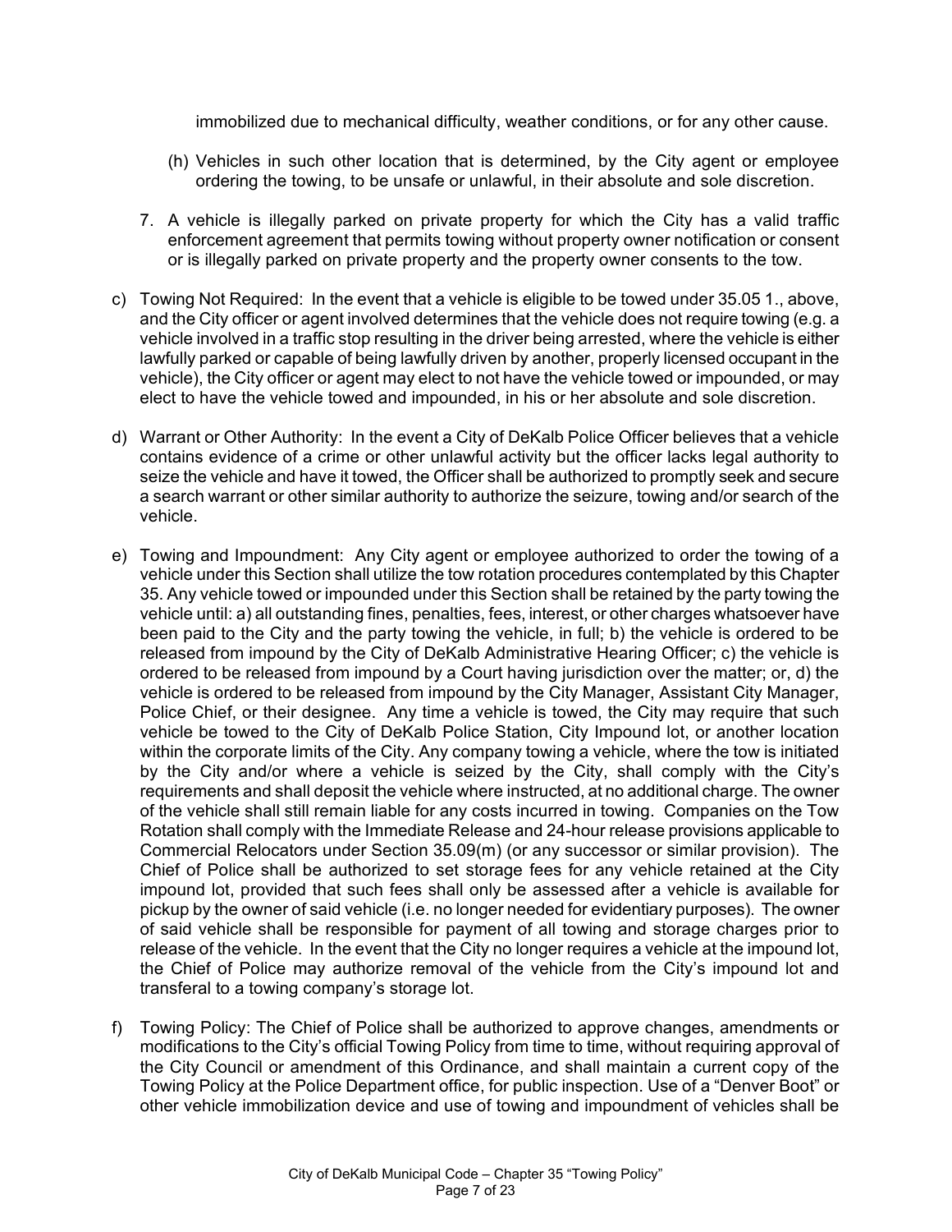immobilized due to mechanical difficulty, weather conditions, or for any other cause.

(h) Vehicles in such other location that is determined, by the City agent or employee ordering the towing, to be unsafe or unlawful, in their absolute and sole discretion.

7. A vehicle is illegally parked on private property for which the City has a valid traffic enforcement agreement that permits towing without property owner notification or consent or is illegally parked on private property and the property owner consents to the tow.

c) Towing Not Required: In the event that a vehicle is eligible to be towed under 35.05 1., above, and the City officer or agent involved determines that the vehicle does not require towing (e.g. a vehicle involved in a traffic stop resulting in the driver being arrested, where the vehicle is either lawfully parked or capable of being lawfully driven by another, properly licensed occupant in the vehicle), the City officer or agent may elect to not have the vehicle towed or impounded, or may elect to have the vehicle towed and impounded, in his or her absolute and sole discretion.

d) Warrant or Other Authority: In the event a City of DeKalb Police Officer believes that a vehicle contains evidence of a crime or other unlawful activity but the officer lacks legal authority to seize the vehicle and have it towed, the Officer shall be authorized to promptly seek and secure a search warrant or other similar authority to authorize the seizure, towing and/or search of the vehicle.

e) Towing and Impoundment: Any City agent or employee authorized to order the towing of a vehicle under this Section shall utilize the tow rotation procedures contemplated by this Chapter 35. Any vehicle towed or impounded under this Section shall be retained by the party towing the vehicle until: a) all outstanding fines, penalties, fees, interest, or other charges whatsoever have been paid to the City and the party towing the vehicle, in full; b) the vehicle is ordered to be released from impound by the City of DeKalb Administrative Hearing Officer; c) the vehicle is ordered to be released from impound by a Court having jurisdiction over the matter; or, d) the vehicle is ordered to be released from impound by the City Manager, Assistant City Manager, Police Chief, or their designee. Any time a vehicle is towed, the City may require that such vehicle be towed to the City of DeKalb Police Station, City Impound lot, or another location within the corporate limits of the City. Any company towing a vehicle, where the tow is initiated by the City and/or where a vehicle is seized by the City, shall comply with the City's requirements and shall deposit the vehicle where instructed, at no additional charge. The owner of the vehicle shall still remain liable for any costs incurred in towing. Companies on the Tow Rotation shall comply with the Immediate Release and 24-hour release provisions applicable to Commercial Relocators under Section 35.09(m) (or any successor or similar provision). The Chief of Police shall be authorized to set storage fees for any vehicle retained at the City impound lot, provided that such fees shall only be assessed after a vehicle is available for pickup by the owner of said vehicle (i.e. no longer needed for evidentiary purposes). The owner of said vehicle shall be responsible for payment of all towing and storage charges prior to release of the vehicle. In the event that the City no longer requires a vehicle at the impound lot, the Chief of Police may authorize removal of the vehicle from the City's impound lot and transferal to a towing company's storage lot.

f) Towing Policy: The Chief of Police shall be authorized to approve changes, amendments or modifications to the City's official Towing Policy from time to time, without requiring approval of the City Council or amendment of this Ordinance, and shall maintain a current copy of the Towing Policy at the Police Department office, for public inspection. Use of a "Denver Boot" or other vehicle immobilization device and use of towing and impoundment of vehicles shall be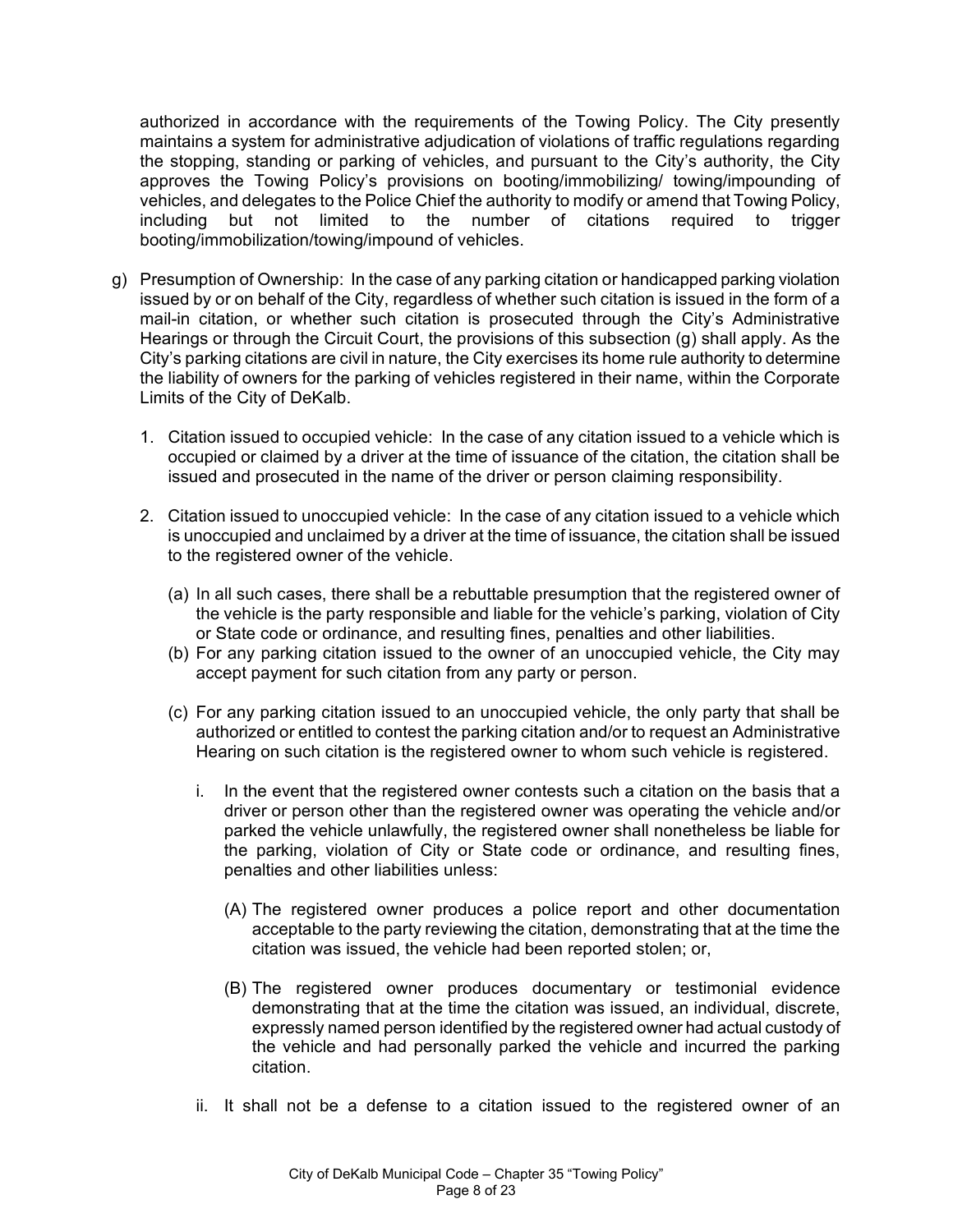authorized in accordance with the requirements of the Towing Policy. The City presently maintains a system for administrative adjudication of violations of traffic regulations regarding the stopping, standing or parking of vehicles, and pursuant to the City's authority, the City approves the Towing Policy's provisions on booting/immobilizing/ towing/impounding of vehicles, and delegates to the Police Chief the authority to modify or amend that Towing Policy, including but not limited to the number of citations required to trigger booting/immobilization/towing/impound of vehicles.

g) Presumption of Ownership: In the case of any parking citation or handicapped parking violation issued by or on behalf of the City, regardless of whether such citation is issued in the form of a mail-in citation, or whether such citation is prosecuted through the City's Administrative Hearings or through the Circuit Court, the provisions of this subsection (g) shall apply. As the City's parking citations are civil in nature, the City exercises its home rule authority to determine the liability of owners for the parking of vehicles registered in their name, within the Corporate Limits of the City of DeKalb.

   1. Citation issued to occupied vehicle: In the case of any citation issued to a vehicle which is occupied or claimed by a driver at the time of issuance of the citation, the citation shall be issued and prosecuted in the name of the driver or person claiming responsibility.

   2. Citation issued to unoccupied vehicle: In the case of any citation issued to a vehicle which is unoccupied and unclaimed by a driver at the time of issuance, the citation shall be issued to the registered owner of the vehicle.

      (a) In all such cases, there shall be a rebuttable presumption that the registered owner of the vehicle is the party responsible and liable for the vehicle's parking, violation of City or State code or ordinance, and resulting fines, penalties and other liabilities.

      (b) For any parking citation issued to the owner of an unoccupied vehicle, the City may accept payment for such citation from any party or person.

      (c) For any parking citation issued to an unoccupied vehicle, the only party that shall be authorized or entitled to contest the parking citation and/or to request an Administrative Hearing on such citation is the registered owner to whom such vehicle is registered.

         i. In the event that the registered owner contests such a citation on the basis that a driver or person other than the registered owner was operating the vehicle and/or parked the vehicle unlawfully, the registered owner shall nonetheless be liable for the parking, violation of City or State code or ordinance, and resulting fines, penalties and other liabilities unless:

            (A) The registered owner produces a police report and other documentation acceptable to the party reviewing the citation, demonstrating that at the time the citation was issued, the vehicle had been reported stolen; or,

            (B) The registered owner produces documentary or testimonial evidence demonstrating that at the time the citation was issued, an individual, discrete, expressly named person identified by the registered owner had actual custody of the vehicle and had personally parked the vehicle and incurred the parking citation.

         ii. It shall not be a defense to a citation issued to the registered owner of an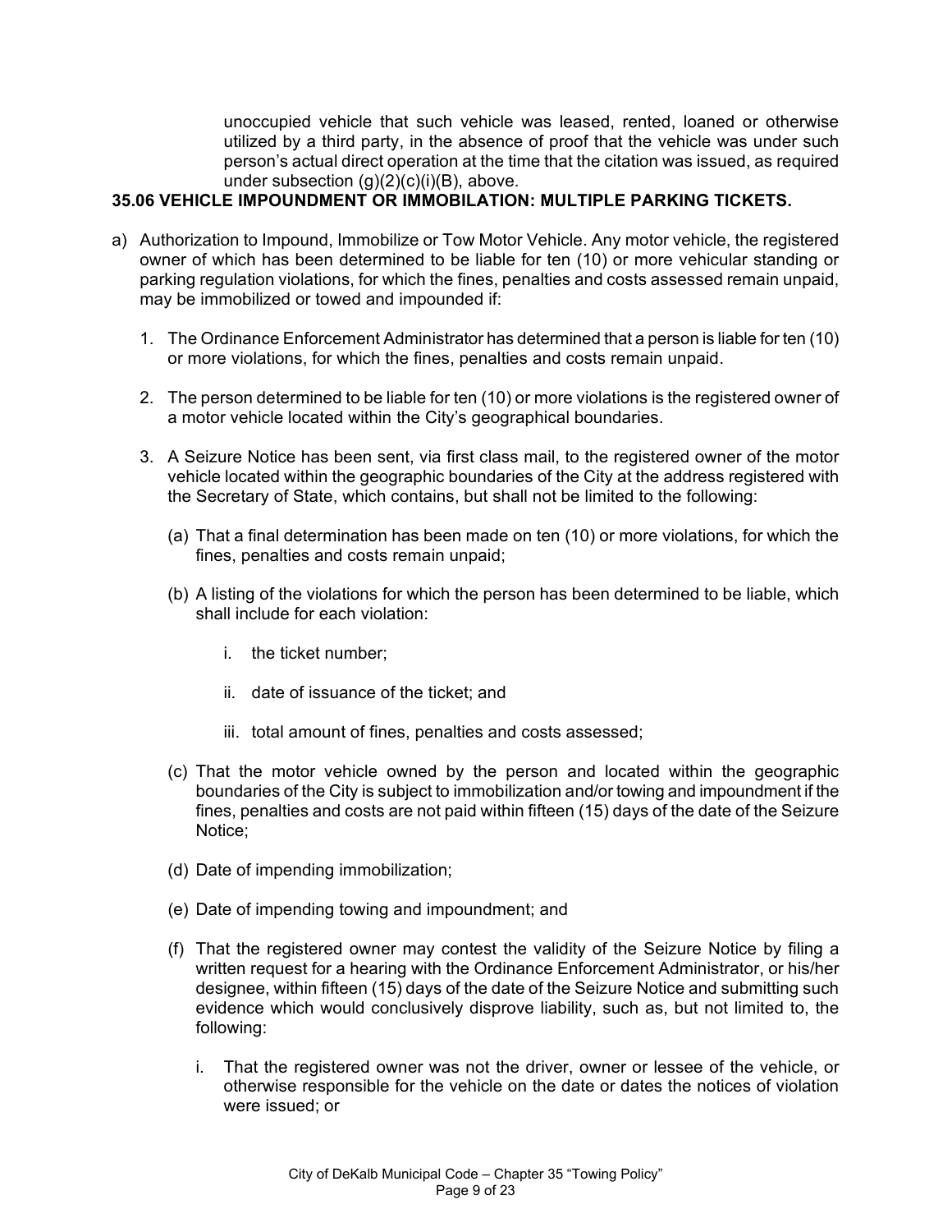unoccupied vehicle that such vehicle was leased, rented, loaned or otherwise utilized by a third party, in the absence of proof that the vehicle was under such person's actual direct operation at the time that the citation was issued, as required under subsection (g)(2)(c)(i)(B), above.

**35.06 VEHICLE IMPOUNDMENT OR IMMOBILATION: MULTIPLE PARKING TICKETS.**

a) Authorization to Impound, Immobilize or Tow Motor Vehicle. Any motor vehicle, the registered owner of which has been determined to be liable for ten (10) or more vehicular standing or parking regulation violations, for which the fines, penalties and costs assessed remain unpaid, may be immobilized or towed and impounded if:

1. The Ordinance Enforcement Administrator has determined that a person is liable for ten (10) or more violations, for which the fines, penalties and costs remain unpaid.

2. The person determined to be liable for ten (10) or more violations is the registered owner of a motor vehicle located within the City's geographical boundaries.

3. A Seizure Notice has been sent, via first class mail, to the registered owner of the motor vehicle located within the geographic boundaries of the City at the address registered with the Secretary of State, which contains, but shall not be limited to the following:

   (a) That a final determination has been made on ten (10) or more violations, for which the fines, penalties and costs remain unpaid;

   (b) A listing of the violations for which the person has been determined to be liable, which shall include for each violation:

      i. the ticket number;

      ii. date of issuance of the ticket; and

      iii. total amount of fines, penalties and costs assessed;

   (c) That the motor vehicle owned by the person and located within the geographic boundaries of the City is subject to immobilization and/or towing and impoundment if the fines, penalties and costs are not paid within fifteen (15) days of the date of the Seizure Notice;

   (d) Date of impending immobilization;

   (e) Date of impending towing and impoundment; and

   (f) That the registered owner may contest the validity of the Seizure Notice by filing a written request for a hearing with the Ordinance Enforcement Administrator, or his/her designee, within fifteen (15) days of the date of the Seizure Notice and submitting such evidence which would conclusively disprove liability, such as, but not limited to, the following:

      i. That the registered owner was not the driver, owner or lessee of the vehicle, or otherwise responsible for the vehicle on the date or dates the notices of violation were issued; or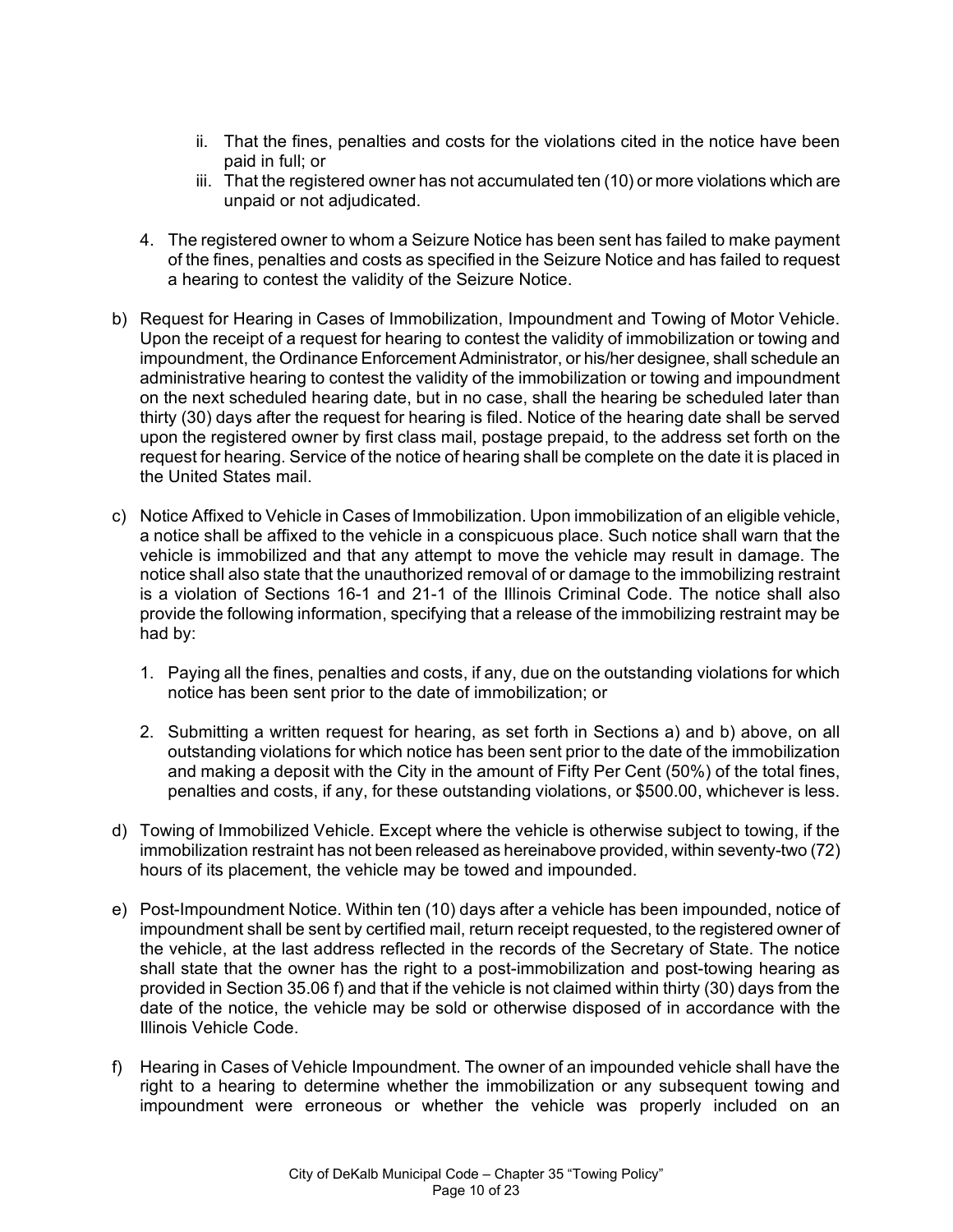ii. That the fines, penalties and costs for the violations cited in the notice have been paid in full; or
   iii. That the registered owner has not accumulated ten (10) or more violations which are unpaid or not adjudicated.

4. The registered owner to whom a Seizure Notice has been sent has failed to make payment of the fines, penalties and costs as specified in the Seizure Notice and has failed to request a hearing to contest the validity of the Seizure Notice.

b) Request for Hearing in Cases of Immobilization, Impoundment and Towing of Motor Vehicle. Upon the receipt of a request for hearing to contest the validity of immobilization or towing and impoundment, the Ordinance Enforcement Administrator, or his/her designee, shall schedule an administrative hearing to contest the validity of the immobilization or towing and impoundment on the next scheduled hearing date, but in no case, shall the hearing be scheduled later than thirty (30) days after the request for hearing is filed. Notice of the hearing date shall be served upon the registered owner by first class mail, postage prepaid, to the address set forth on the request for hearing. Service of the notice of hearing shall be complete on the date it is placed in the United States mail.

c) Notice Affixed to Vehicle in Cases of Immobilization. Upon immobilization of an eligible vehicle, a notice shall be affixed to the vehicle in a conspicuous place. Such notice shall warn that the vehicle is immobilized and that any attempt to move the vehicle may result in damage. The notice shall also state that the unauthorized removal of or damage to the immobilizing restraint is a violation of Sections 16-1 and 21-1 of the Illinois Criminal Code. The notice shall also provide the following information, specifying that a release of the immobilizing restraint may be had by:

   1. Paying all the fines, penalties and costs, if any, due on the outstanding violations for which notice has been sent prior to the date of immobilization; or

   2. Submitting a written request for hearing, as set forth in Sections a) and b) above, on all outstanding violations for which notice has been sent prior to the date of the immobilization and making a deposit with the City in the amount of Fifty Per Cent (50%) of the total fines, penalties and costs, if any, for these outstanding violations, or $500.00, whichever is less.

d) Towing of Immobilized Vehicle. Except where the vehicle is otherwise subject to towing, if the immobilization restraint has not been released as hereinabove provided, within seventy-two (72) hours of its placement, the vehicle may be towed and impounded.

e) Post-Impoundment Notice. Within ten (10) days after a vehicle has been impounded, notice of impoundment shall be sent by certified mail, return receipt requested, to the registered owner of the vehicle, at the last address reflected in the records of the Secretary of State. The notice shall state that the owner has the right to a post-immobilization and post-towing hearing as provided in Section 35.06 f) and that if the vehicle is not claimed within thirty (30) days from the date of the notice, the vehicle may be sold or otherwise disposed of in accordance with the Illinois Vehicle Code.

f) Hearing in Cases of Vehicle Impoundment. The owner of an impounded vehicle shall have the right to a hearing to determine whether the immobilization or any subsequent towing and impoundment were erroneous or whether the vehicle was properly included on an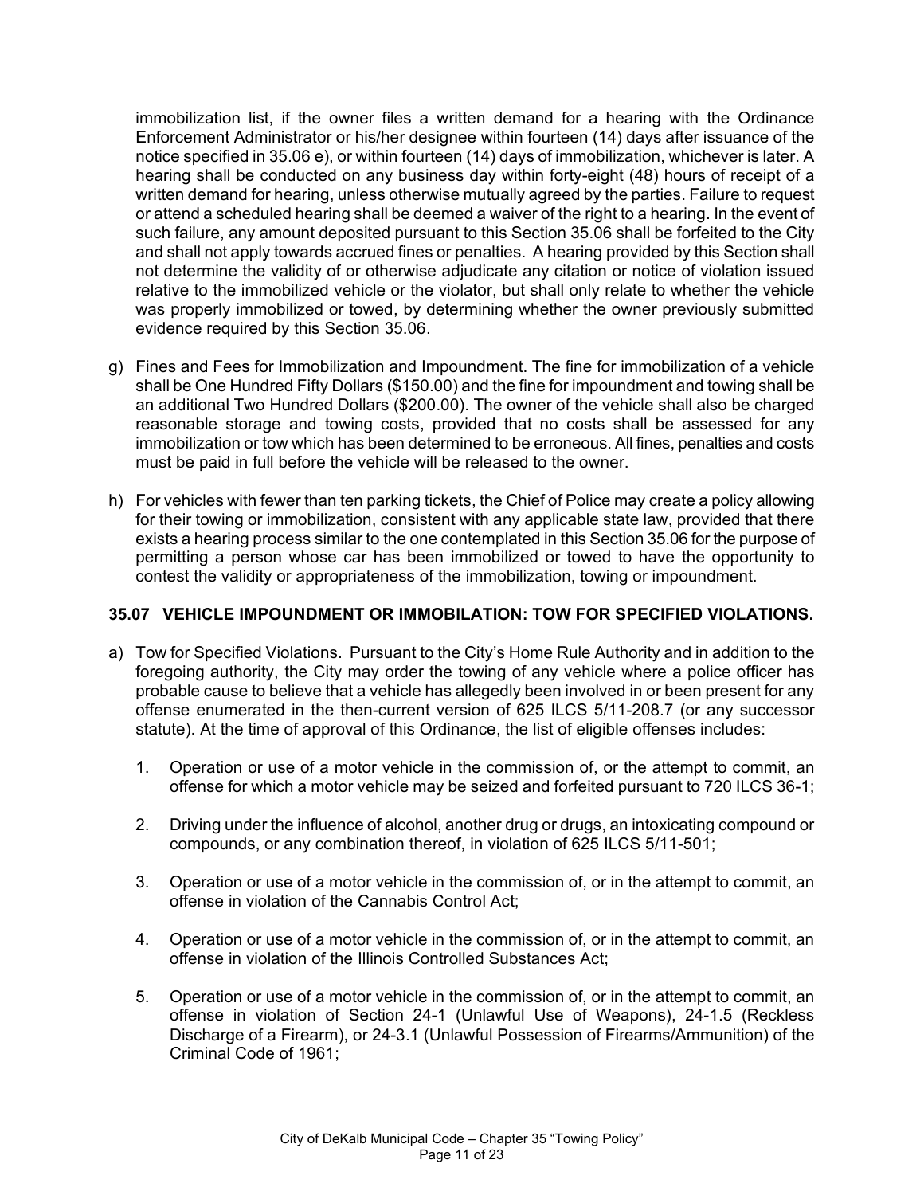immobilization list, if the owner files a written demand for a hearing with the Ordinance Enforcement Administrator or his/her designee within fourteen (14) days after issuance of the notice specified in 35.06 e), or within fourteen (14) days of immobilization, whichever is later. A hearing shall be conducted on any business day within forty-eight (48) hours of receipt of a written demand for hearing, unless otherwise mutually agreed by the parties. Failure to request or attend a scheduled hearing shall be deemed a waiver of the right to a hearing. In the event of such failure, any amount deposited pursuant to this Section 35.06 shall be forfeited to the City and shall not apply towards accrued fines or penalties. A hearing provided by this Section shall not determine the validity of or otherwise adjudicate any citation or notice of violation issued relative to the immobilized vehicle or the violator, but shall only relate to whether the vehicle was properly immobilized or towed, by determining whether the owner previously submitted evidence required by this Section 35.06.

g) Fines and Fees for Immobilization and Impoundment. The fine for immobilization of a vehicle shall be One Hundred Fifty Dollars ($150.00) and the fine for impoundment and towing shall be an additional Two Hundred Dollars ($200.00). The owner of the vehicle shall also be charged reasonable storage and towing costs, provided that no costs shall be assessed for any immobilization or tow which has been determined to be erroneous. All fines, penalties and costs must be paid in full before the vehicle will be released to the owner.

h) For vehicles with fewer than ten parking tickets, the Chief of Police may create a policy allowing for their towing or immobilization, consistent with any applicable state law, provided that there exists a hearing process similar to the one contemplated in this Section 35.06 for the purpose of permitting a person whose car has been immobilized or towed to have the opportunity to contest the validity or appropriateness of the immobilization, towing or impoundment.

### 35.07 VEHICLE IMPOUNDMENT OR IMMOBILATION: TOW FOR SPECIFIED VIOLATIONS.

a) Tow for Specified Violations. Pursuant to the City's Home Rule Authority and in addition to the foregoing authority, the City may order the towing of any vehicle where a police officer has probable cause to believe that a vehicle has allegedly been involved in or been present for any offense enumerated in the then-current version of 625 ILCS 5/11-208.7 (or any successor statute). At the time of approval of this Ordinance, the list of eligible offenses includes:

   1. Operation or use of a motor vehicle in the commission of, or the attempt to commit, an offense for which a motor vehicle may be seized and forfeited pursuant to 720 ILCS 36-1;

   2. Driving under the influence of alcohol, another drug or drugs, an intoxicating compound or compounds, or any combination thereof, in violation of 625 ILCS 5/11-501;

   3. Operation or use of a motor vehicle in the commission of, or in the attempt to commit, an offense in violation of the Cannabis Control Act;

   4. Operation or use of a motor vehicle in the commission of, or in the attempt to commit, an offense in violation of the Illinois Controlled Substances Act;

   5. Operation or use of a motor vehicle in the commission of, or in the attempt to commit, an offense in violation of Section 24-1 (Unlawful Use of Weapons), 24-1.5 (Reckless Discharge of a Firearm), or 24-3.1 (Unlawful Possession of Firearms/Ammunition) of the Criminal Code of 1961;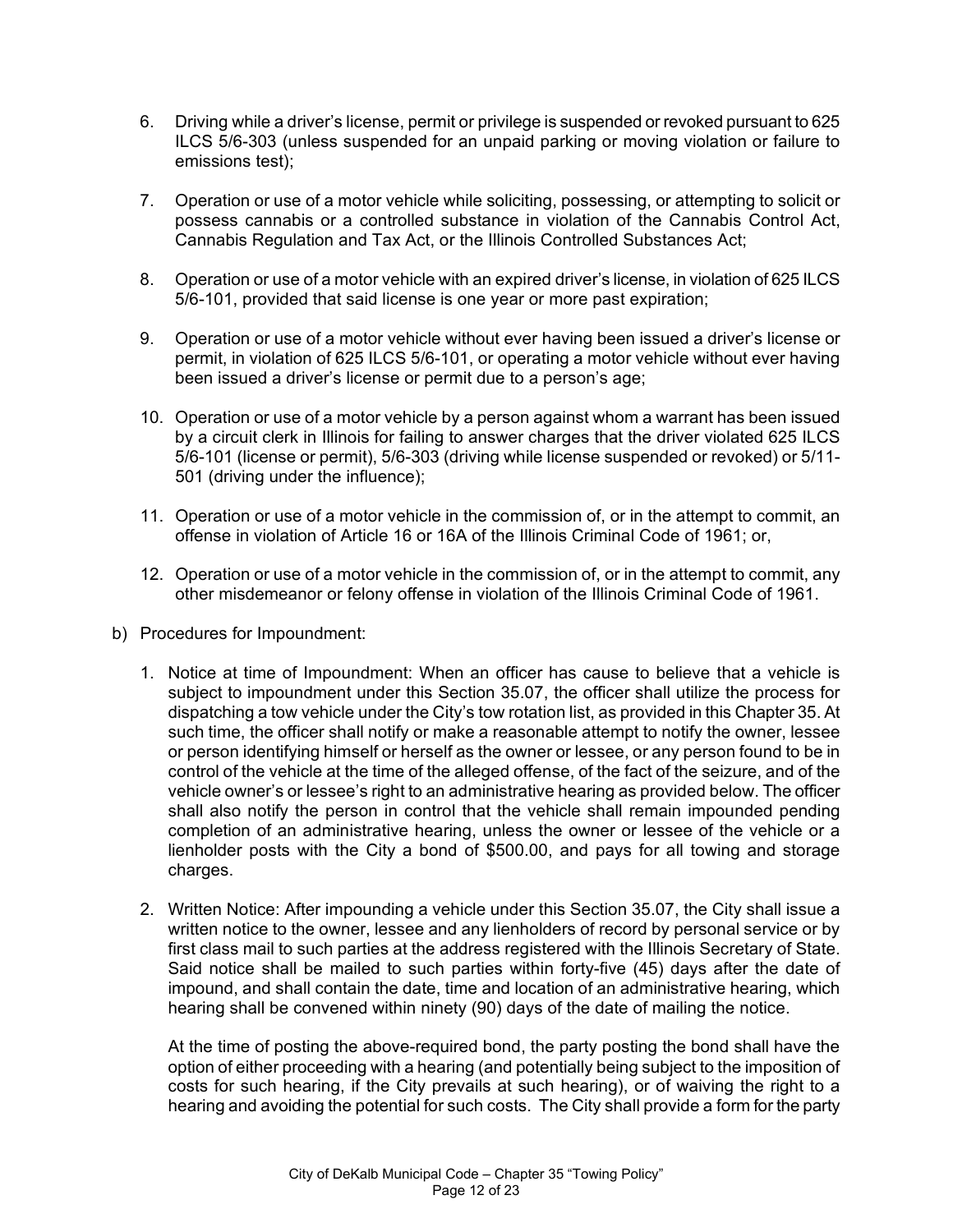6. Driving while a driver's license, permit or privilege is suspended or revoked pursuant to 625 ILCS 5/6-303 (unless suspended for an unpaid parking or moving violation or failure to emissions test);

7. Operation or use of a motor vehicle while soliciting, possessing, or attempting to solicit or possess cannabis or a controlled substance in violation of the Cannabis Control Act, Cannabis Regulation and Tax Act, or the Illinois Controlled Substances Act;

8. Operation or use of a motor vehicle with an expired driver's license, in violation of 625 ILCS 5/6-101, provided that said license is one year or more past expiration;

9. Operation or use of a motor vehicle without ever having been issued a driver's license or permit, in violation of 625 ILCS 5/6-101, or operating a motor vehicle without ever having been issued a driver's license or permit due to a person's age;

10. Operation or use of a motor vehicle by a person against whom a warrant has been issued by a circuit clerk in Illinois for failing to answer charges that the driver violated 625 ILCS 5/6-101 (license or permit), 5/6-303 (driving while license suspended or revoked) or 5/11-501 (driving under the influence);

11. Operation or use of a motor vehicle in the commission of, or in the attempt to commit, an offense in violation of Article 16 or 16A of the Illinois Criminal Code of 1961; or,

12. Operation or use of a motor vehicle in the commission of, or in the attempt to commit, any other misdemeanor or felony offense in violation of the Illinois Criminal Code of 1961.

b) Procedures for Impoundment:

1. Notice at time of Impoundment: When an officer has cause to believe that a vehicle is subject to impoundment under this Section 35.07, the officer shall utilize the process for dispatching a tow vehicle under the City's tow rotation list, as provided in this Chapter 35. At such time, the officer shall notify or make a reasonable attempt to notify the owner, lessee or person identifying himself or herself as the owner or lessee, or any person found to be in control of the vehicle at the time of the alleged offense, of the fact of the seizure, and of the vehicle owner's or lessee's right to an administrative hearing as provided below. The officer shall also notify the person in control that the vehicle shall remain impounded pending completion of an administrative hearing, unless the owner or lessee of the vehicle or a lienholder posts with the City a bond of $500.00, and pays for all towing and storage charges.

2. Written Notice: After impounding a vehicle under this Section 35.07, the City shall issue a written notice to the owner, lessee and any lienholders of record by personal service or by first class mail to such parties at the address registered with the Illinois Secretary of State. Said notice shall be mailed to such parties within forty-five (45) days after the date of impound, and shall contain the date, time and location of an administrative hearing, which hearing shall be convened within ninety (90) days of the date of mailing the notice.

   At the time of posting the above-required bond, the party posting the bond shall have the option of either proceeding with a hearing (and potentially being subject to the imposition of costs for such hearing, if the City prevails at such hearing), or of waiving the right to a hearing and avoiding the potential for such costs. The City shall provide a form for the party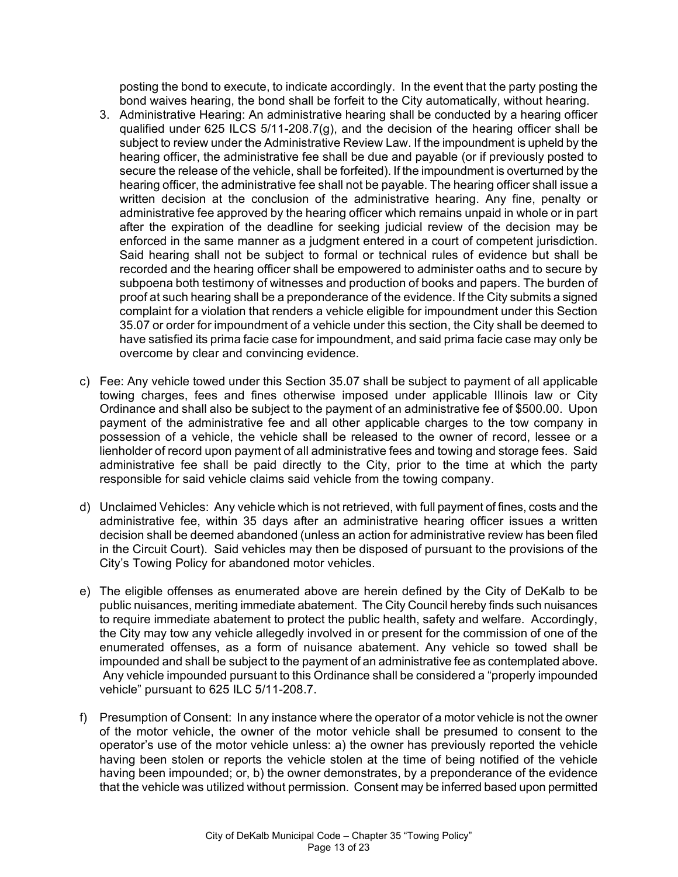posting the bond to execute, to indicate accordingly. In the event that the party posting the bond waives hearing, the bond shall be forfeit to the City automatically, without hearing.

3. Administrative Hearing: An administrative hearing shall be conducted by a hearing officer qualified under 625 ILCS 5/11-208.7(g), and the decision of the hearing officer shall be subject to review under the Administrative Review Law. If the impoundment is upheld by the hearing officer, the administrative fee shall be due and payable (or if previously posted to secure the release of the vehicle, shall be forfeited). If the impoundment is overturned by the hearing officer, the administrative fee shall not be payable. The hearing officer shall issue a written decision at the conclusion of the administrative hearing. Any fine, penalty or administrative fee approved by the hearing officer which remains unpaid in whole or in part after the expiration of the deadline for seeking judicial review of the decision may be enforced in the same manner as a judgment entered in a court of competent jurisdiction. Said hearing shall not be subject to formal or technical rules of evidence but shall be recorded and the hearing officer shall be empowered to administer oaths and to secure by subpoena both testimony of witnesses and production of books and papers. The burden of proof at such hearing shall be a preponderance of the evidence. If the City submits a signed complaint for a violation that renders a vehicle eligible for impoundment under this Section 35.07 or order for impoundment of a vehicle under this section, the City shall be deemed to have satisfied its prima facie case for impoundment, and said prima facie case may only be overcome by clear and convincing evidence.

c) Fee: Any vehicle towed under this Section 35.07 shall be subject to payment of all applicable towing charges, fees and fines otherwise imposed under applicable Illinois law or City Ordinance and shall also be subject to the payment of an administrative fee of $500.00. Upon payment of the administrative fee and all other applicable charges to the tow company in possession of a vehicle, the vehicle shall be released to the owner of record, lessee or a lienholder of record upon payment of all administrative fees and towing and storage fees. Said administrative fee shall be paid directly to the City, prior to the time at which the party responsible for said vehicle claims said vehicle from the towing company.

d) Unclaimed Vehicles: Any vehicle which is not retrieved, with full payment of fines, costs and the administrative fee, within 35 days after an administrative hearing officer issues a written decision shall be deemed abandoned (unless an action for administrative review has been filed in the Circuit Court). Said vehicles may then be disposed of pursuant to the provisions of the City's Towing Policy for abandoned motor vehicles.

e) The eligible offenses as enumerated above are herein defined by the City of DeKalb to be public nuisances, meriting immediate abatement. The City Council hereby finds such nuisances to require immediate abatement to protect the public health, safety and welfare. Accordingly, the City may tow any vehicle allegedly involved in or present for the commission of one of the enumerated offenses, as a form of nuisance abatement. Any vehicle so towed shall be impounded and shall be subject to the payment of an administrative fee as contemplated above. Any vehicle impounded pursuant to this Ordinance shall be considered a "properly impounded vehicle" pursuant to 625 ILC 5/11-208.7.

f) Presumption of Consent: In any instance where the operator of a motor vehicle is not the owner of the motor vehicle, the owner of the motor vehicle shall be presumed to consent to the operator's use of the motor vehicle unless: a) the owner has previously reported the vehicle having been stolen or reports the vehicle stolen at the time of being notified of the vehicle having been impounded; or, b) the owner demonstrates, by a preponderance of the evidence that the vehicle was utilized without permission. Consent may be inferred based upon permitted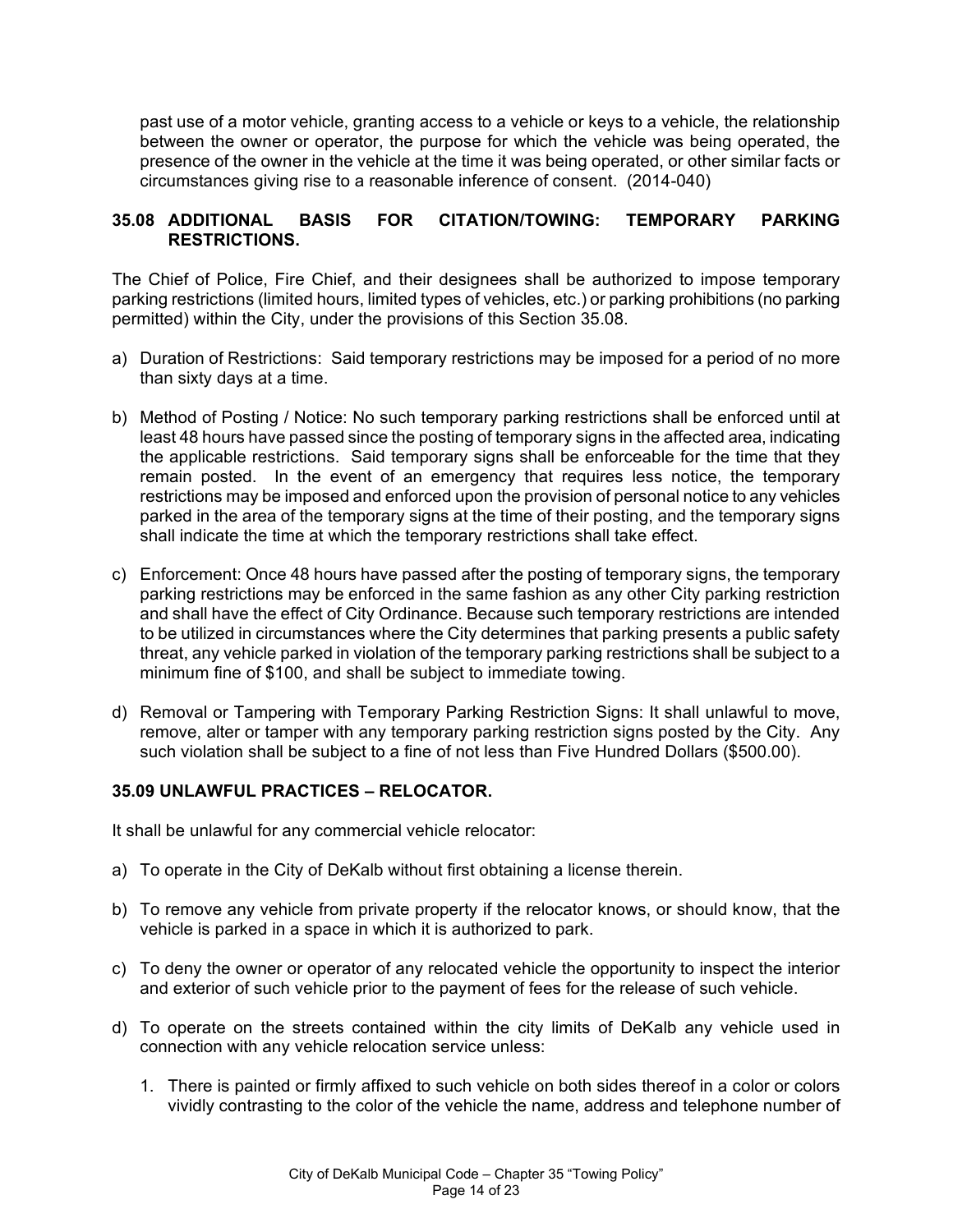past use of a motor vehicle, granting access to a vehicle or keys to a vehicle, the relationship between the owner or operator, the purpose for which the vehicle was being operated, the presence of the owner in the vehicle at the time it was being operated, or other similar facts or circumstances giving rise to a reasonable inference of consent. (2014-040)

### 35.08 ADDITIONAL BASIS FOR CITATION/TOWING: TEMPORARY PARKING RESTRICTIONS.

The Chief of Police, Fire Chief, and their designees shall be authorized to impose temporary parking restrictions (limited hours, limited types of vehicles, etc.) or parking prohibitions (no parking permitted) within the City, under the provisions of this Section 35.08.

a) Duration of Restrictions: Said temporary restrictions may be imposed for a period of no more than sixty days at a time.

b) Method of Posting / Notice: No such temporary parking restrictions shall be enforced until at least 48 hours have passed since the posting of temporary signs in the affected area, indicating the applicable restrictions. Said temporary signs shall be enforceable for the time that they remain posted. In the event of an emergency that requires less notice, the temporary restrictions may be imposed and enforced upon the provision of personal notice to any vehicles parked in the area of the temporary signs at the time of their posting, and the temporary signs shall indicate the time at which the temporary restrictions shall take effect.

c) Enforcement: Once 48 hours have passed after the posting of temporary signs, the temporary parking restrictions may be enforced in the same fashion as any other City parking restriction and shall have the effect of City Ordinance. Because such temporary restrictions are intended to be utilized in circumstances where the City determines that parking presents a public safety threat, any vehicle parked in violation of the temporary parking restrictions shall be subject to a minimum fine of $100, and shall be subject to immediate towing.

d) Removal or Tampering with Temporary Parking Restriction Signs: It shall unlawful to move, remove, alter or tamper with any temporary parking restriction signs posted by the City. Any such violation shall be subject to a fine of not less than Five Hundred Dollars ($500.00).

### 35.09 UNLAWFUL PRACTICES – RELOCATOR.

It shall be unlawful for any commercial vehicle relocator:

a) To operate in the City of DeKalb without first obtaining a license therein.

b) To remove any vehicle from private property if the relocator knows, or should know, that the vehicle is parked in a space in which it is authorized to park.

c) To deny the owner or operator of any relocated vehicle the opportunity to inspect the interior and exterior of such vehicle prior to the payment of fees for the release of such vehicle.

d) To operate on the streets contained within the city limits of DeKalb any vehicle used in connection with any vehicle relocation service unless:

   1. There is painted or firmly affixed to such vehicle on both sides thereof in a color or colors vividly contrasting to the color of the vehicle the name, address and telephone number of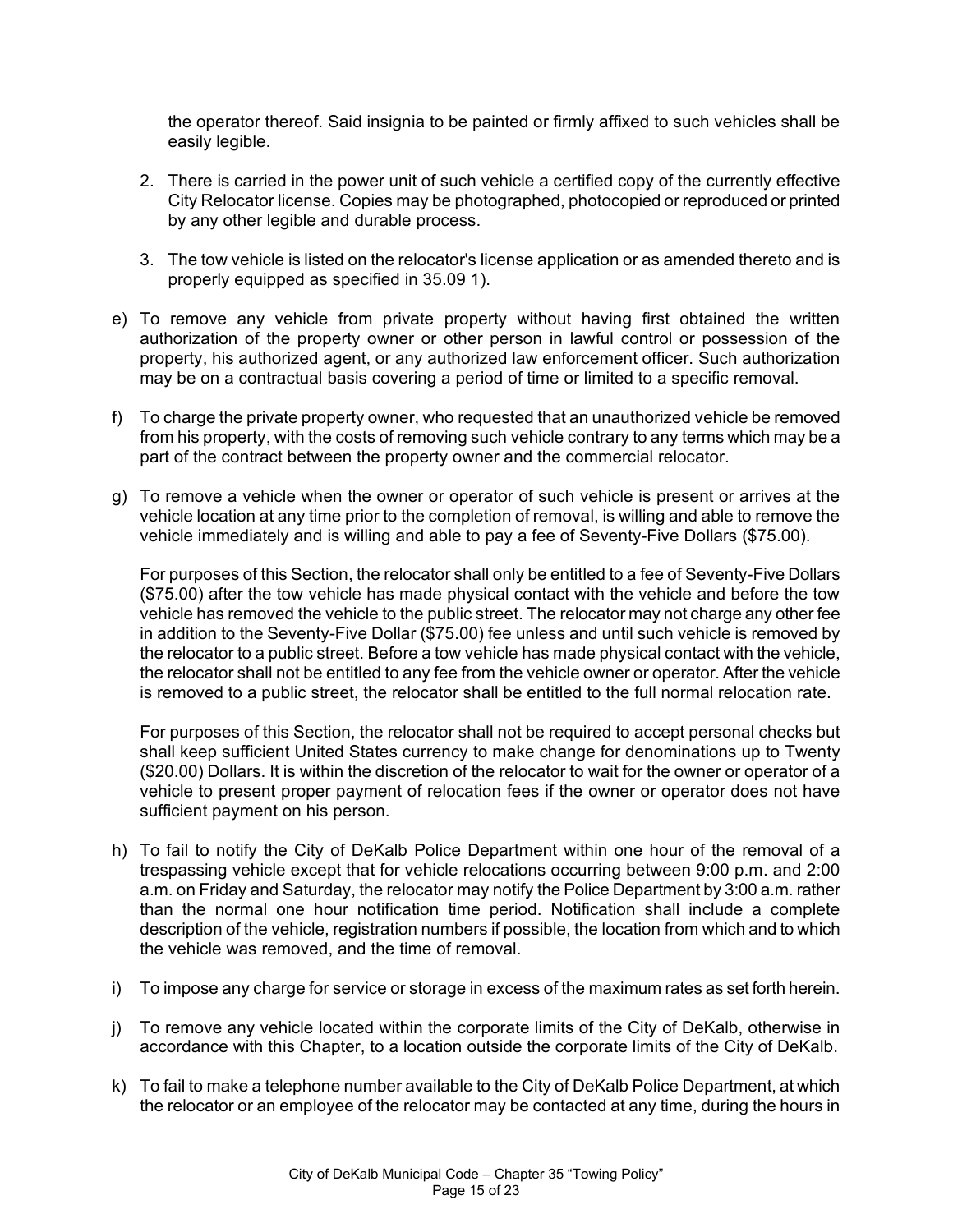the operator thereof. Said insignia to be painted or firmly affixed to such vehicles shall be easily legible.

2. There is carried in the power unit of such vehicle a certified copy of the currently effective City Relocator license. Copies may be photographed, photocopied or reproduced or printed by any other legible and durable process.

3. The tow vehicle is listed on the relocator's license application or as amended thereto and is properly equipped as specified in 35.09 1).

e) To remove any vehicle from private property without having first obtained the written authorization of the property owner or other person in lawful control or possession of the property, his authorized agent, or any authorized law enforcement officer. Such authorization may be on a contractual basis covering a period of time or limited to a specific removal.

f) To charge the private property owner, who requested that an unauthorized vehicle be removed from his property, with the costs of removing such vehicle contrary to any terms which may be a part of the contract between the property owner and the commercial relocator.

g) To remove a vehicle when the owner or operator of such vehicle is present or arrives at the vehicle location at any time prior to the completion of removal, is willing and able to remove the vehicle immediately and is willing and able to pay a fee of Seventy-Five Dollars ($75.00).

   For purposes of this Section, the relocator shall only be entitled to a fee of Seventy-Five Dollars ($75.00) after the tow vehicle has made physical contact with the vehicle and before the tow vehicle has removed the vehicle to the public street. The relocator may not charge any other fee in addition to the Seventy-Five Dollar ($75.00) fee unless and until such vehicle is removed by the relocator to a public street. Before a tow vehicle has made physical contact with the vehicle, the relocator shall not be entitled to any fee from the vehicle owner or operator. After the vehicle is removed to a public street, the relocator shall be entitled to the full normal relocation rate.

   For purposes of this Section, the relocator shall not be required to accept personal checks but shall keep sufficient United States currency to make change for denominations up to Twenty ($20.00) Dollars. It is within the discretion of the relocator to wait for the owner or operator of a vehicle to present proper payment of relocation fees if the owner or operator does not have sufficient payment on his person.

h) To fail to notify the City of DeKalb Police Department within one hour of the removal of a trespassing vehicle except that for vehicle relocations occurring between 9:00 p.m. and 2:00 a.m. on Friday and Saturday, the relocator may notify the Police Department by 3:00 a.m. rather than the normal one hour notification time period. Notification shall include a complete description of the vehicle, registration numbers if possible, the location from which and to which the vehicle was removed, and the time of removal.

i) To impose any charge for service or storage in excess of the maximum rates as set forth herein.

j) To remove any vehicle located within the corporate limits of the City of DeKalb, otherwise in accordance with this Chapter, to a location outside the corporate limits of the City of DeKalb.

k) To fail to make a telephone number available to the City of DeKalb Police Department, at which the relocator or an employee of the relocator may be contacted at any time, during the hours in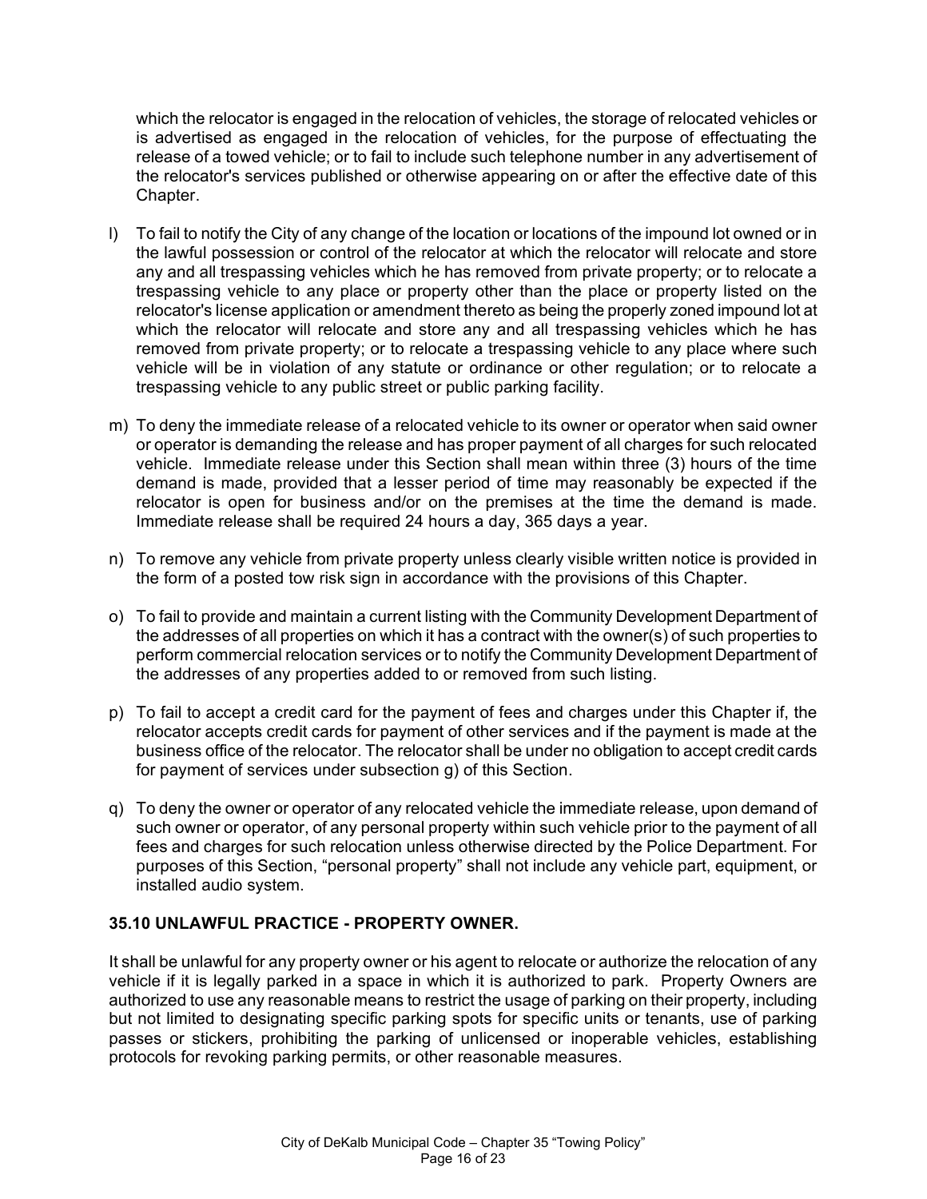which the relocator is engaged in the relocation of vehicles, the storage of relocated vehicles or is advertised as engaged in the relocation of vehicles, for the purpose of effectuating the release of a towed vehicle; or to fail to include such telephone number in any advertisement of the relocator's services published or otherwise appearing on or after the effective date of this Chapter.

l) To fail to notify the City of any change of the location or locations of the impound lot owned or in the lawful possession or control of the relocator at which the relocator will relocate and store any and all trespassing vehicles which he has removed from private property; or to relocate a trespassing vehicle to any place or property other than the place or property listed on the relocator's license application or amendment thereto as being the properly zoned impound lot at which the relocator will relocate and store any and all trespassing vehicles which he has removed from private property; or to relocate a trespassing vehicle to any place where such vehicle will be in violation of any statute or ordinance or other regulation; or to relocate a trespassing vehicle to any public street or public parking facility.

m) To deny the immediate release of a relocated vehicle to its owner or operator when said owner or operator is demanding the release and has proper payment of all charges for such relocated vehicle. Immediate release under this Section shall mean within three (3) hours of the time demand is made, provided that a lesser period of time may reasonably be expected if the relocator is open for business and/or on the premises at the time the demand is made. Immediate release shall be required 24 hours a day, 365 days a year.

n) To remove any vehicle from private property unless clearly visible written notice is provided in the form of a posted tow risk sign in accordance with the provisions of this Chapter.

o) To fail to provide and maintain a current listing with the Community Development Department of the addresses of all properties on which it has a contract with the owner(s) of such properties to perform commercial relocation services or to notify the Community Development Department of the addresses of any properties added to or removed from such listing.

p) To fail to accept a credit card for the payment of fees and charges under this Chapter if, the relocator accepts credit cards for payment of other services and if the payment is made at the business office of the relocator. The relocator shall be under no obligation to accept credit cards for payment of services under subsection g) of this Section.

q) To deny the owner or operator of any relocated vehicle the immediate release, upon demand of such owner or operator, of any personal property within such vehicle prior to the payment of all fees and charges for such relocation unless otherwise directed by the Police Department. For purposes of this Section, "personal property" shall not include any vehicle part, equipment, or installed audio system.

### 35.10 UNLAWFUL PRACTICE - PROPERTY OWNER.

It shall be unlawful for any property owner or his agent to relocate or authorize the relocation of any vehicle if it is legally parked in a space in which it is authorized to park. Property Owners are authorized to use any reasonable means to restrict the usage of parking on their property, including but not limited to designating specific parking spots for specific units or tenants, use of parking passes or stickers, prohibiting the parking of unlicensed or inoperable vehicles, establishing protocols for revoking parking permits, or other reasonable measures.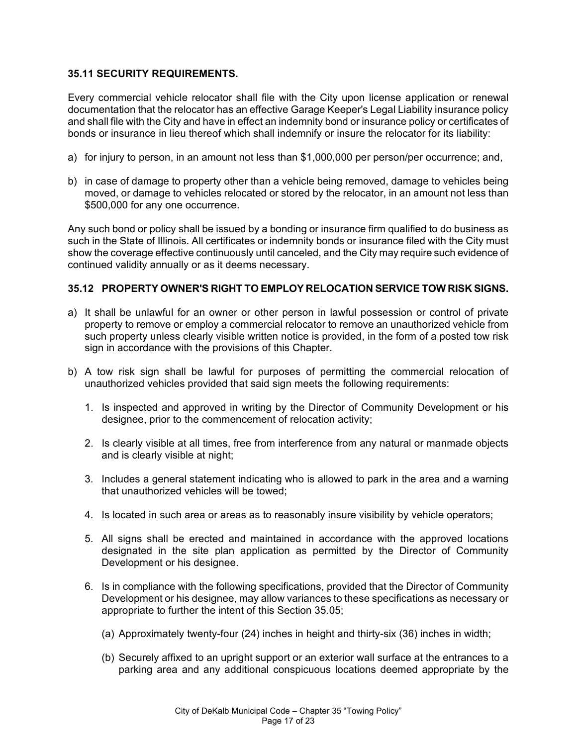**35.11 SECURITY REQUIREMENTS.**

Every commercial vehicle relocator shall file with the City upon license application or renewal documentation that the relocator has an effective Garage Keeper's Legal Liability insurance policy and shall file with the City and have in effect an indemnity bond or insurance policy or certificates of bonds or insurance in lieu thereof which shall indemnify or insure the relocator for its liability:

a) for injury to person, in an amount not less than $1,000,000 per person/per occurrence; and,

b) in case of damage to property other than a vehicle being removed, damage to vehicles being moved, or damage to vehicles relocated or stored by the relocator, in an amount not less than $500,000 for any one occurrence.

Any such bond or policy shall be issued by a bonding or insurance firm qualified to do business as such in the State of Illinois. All certificates or indemnity bonds or insurance filed with the City must show the coverage effective continuously until canceled, and the City may require such evidence of continued validity annually or as it deems necessary.

**35.12 PROPERTY OWNER'S RIGHT TO EMPLOY RELOCATION SERVICE TOW RISK SIGNS.**

a) It shall be unlawful for an owner or other person in lawful possession or control of private property to remove or employ a commercial relocator to remove an unauthorized vehicle from such property unless clearly visible written notice is provided, in the form of a posted tow risk sign in accordance with the provisions of this Chapter.

b) A tow risk sign shall be lawful for purposes of permitting the commercial relocation of unauthorized vehicles provided that said sign meets the following requirements:

   1. Is inspected and approved in writing by the Director of Community Development or his designee, prior to the commencement of relocation activity;

   2. Is clearly visible at all times, free from interference from any natural or manmade objects and is clearly visible at night;

   3. Includes a general statement indicating who is allowed to park in the area and a warning that unauthorized vehicles will be towed;

   4. Is located in such area or areas as to reasonably insure visibility by vehicle operators;

   5. All signs shall be erected and maintained in accordance with the approved locations designated in the site plan application as permitted by the Director of Community Development or his designee.

   6. Is in compliance with the following specifications, provided that the Director of Community Development or his designee, may allow variances to these specifications as necessary or appropriate to further the intent of this Section 35.05;

      (a) Approximately twenty-four (24) inches in height and thirty-six (36) inches in width;

      (b) Securely affixed to an upright support or an exterior wall surface at the entrances to a parking area and any additional conspicuous locations deemed appropriate by the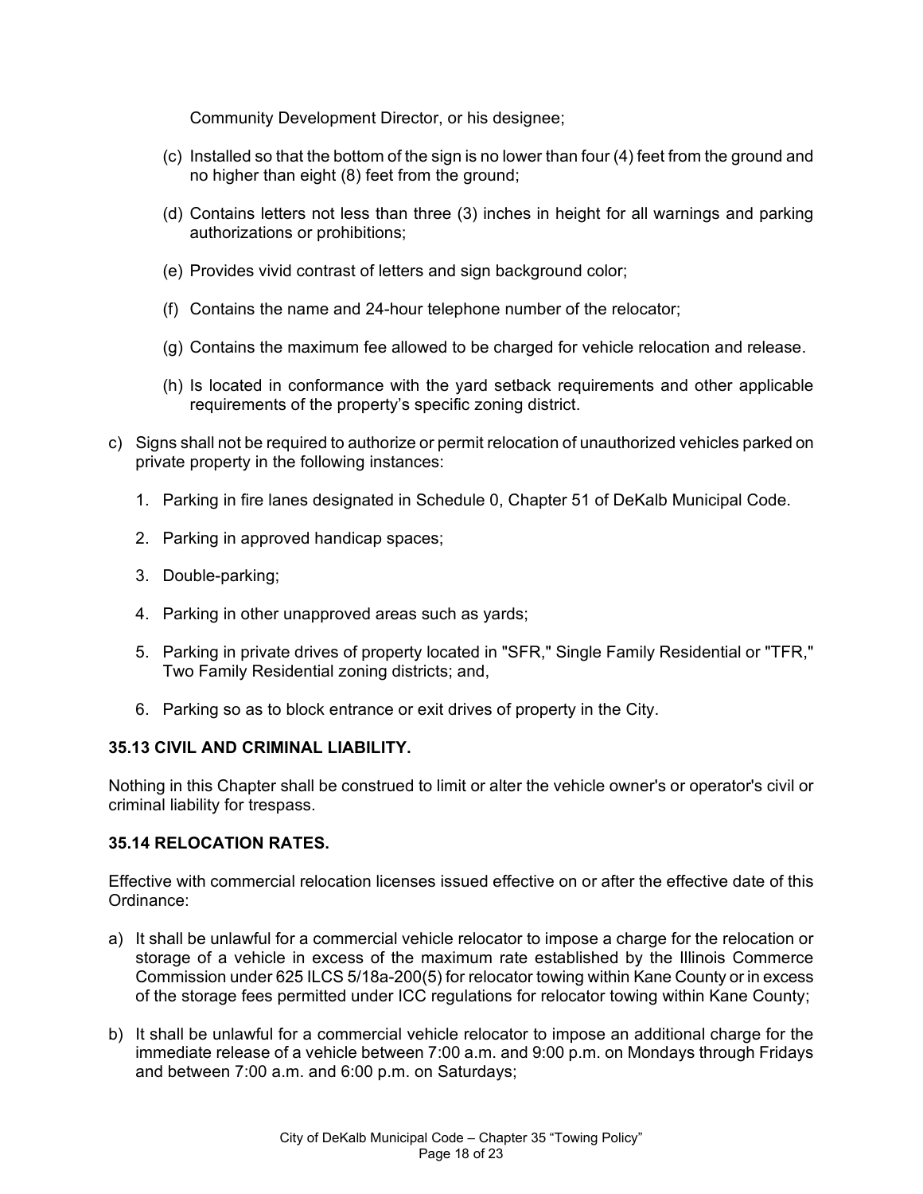Community Development Director, or his designee;

(c) Installed so that the bottom of the sign is no lower than four (4) feet from the ground and no higher than eight (8) feet from the ground;

(d) Contains letters not less than three (3) inches in height for all warnings and parking authorizations or prohibitions;

(e) Provides vivid contrast of letters and sign background color;

(f) Contains the name and 24-hour telephone number of the relocator;

(g) Contains the maximum fee allowed to be charged for vehicle relocation and release.

(h) Is located in conformance with the yard setback requirements and other applicable requirements of the property's specific zoning district.

c) Signs shall not be required to authorize or permit relocation of unauthorized vehicles parked on private property in the following instances:

1. Parking in fire lanes designated in Schedule 0, Chapter 51 of DeKalb Municipal Code.
2. Parking in approved handicap spaces;
3. Double-parking;
4. Parking in other unapproved areas such as yards;
5. Parking in private drives of property located in "SFR," Single Family Residential or "TFR," Two Family Residential zoning districts; and,
6. Parking so as to block entrance or exit drives of property in the City.

**35.13 CIVIL AND CRIMINAL LIABILITY.**

Nothing in this Chapter shall be construed to limit or alter the vehicle owner's or operator's civil or criminal liability for trespass.

**35.14 RELOCATION RATES.**

Effective with commercial relocation licenses issued effective on or after the effective date of this Ordinance:

a) It shall be unlawful for a commercial vehicle relocator to impose a charge for the relocation or storage of a vehicle in excess of the maximum rate established by the Illinois Commerce Commission under 625 ILCS 5/18a-200(5) for relocator towing within Kane County or in excess of the storage fees permitted under ICC regulations for relocator towing within Kane County;

b) It shall be unlawful for a commercial vehicle relocator to impose an additional charge for the immediate release of a vehicle between 7:00 a.m. and 9:00 p.m. on Mondays through Fridays and between 7:00 a.m. and 6:00 p.m. on Saturdays;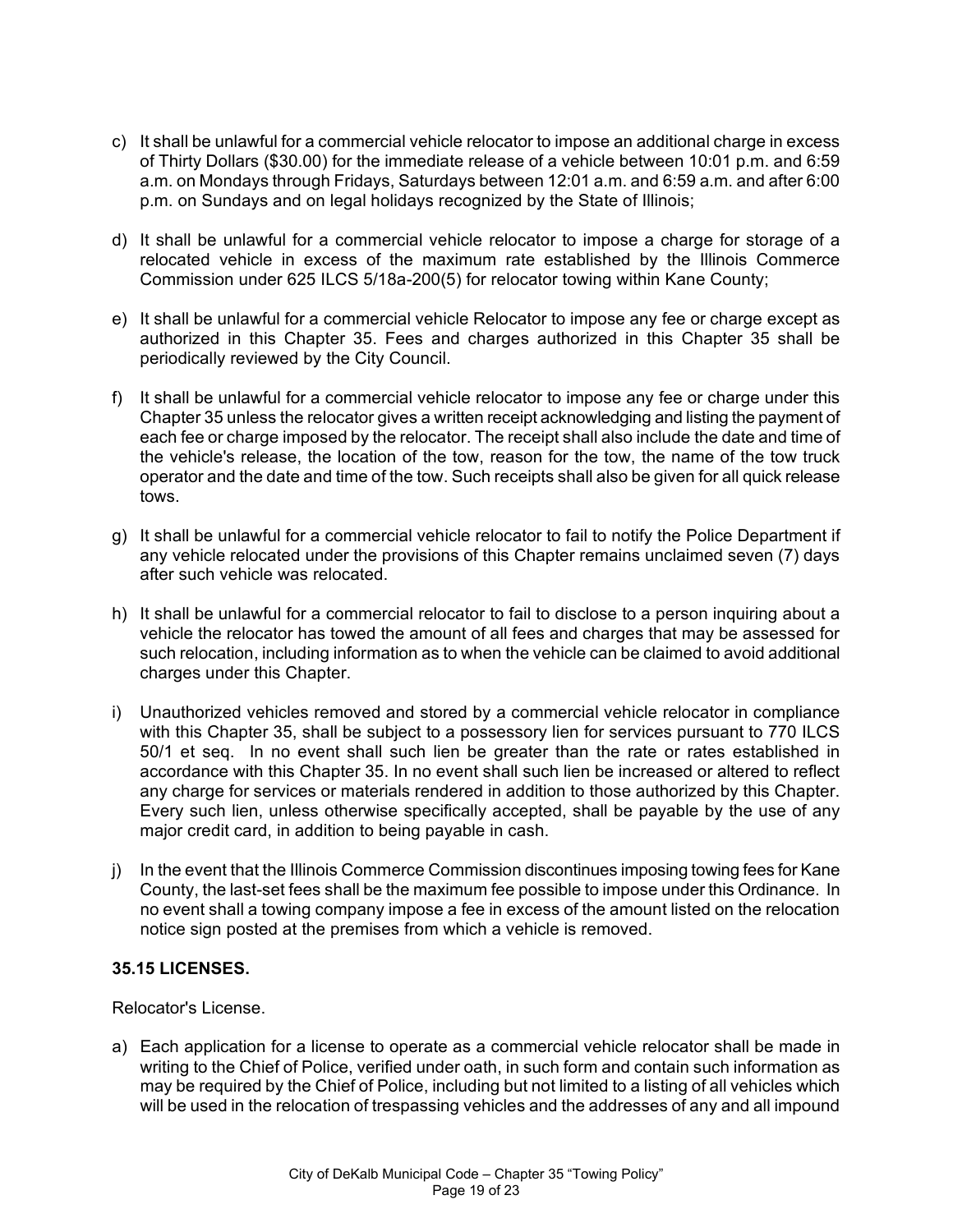c) It shall be unlawful for a commercial vehicle relocator to impose an additional charge in excess of Thirty Dollars ($30.00) for the immediate release of a vehicle between 10:01 p.m. and 6:59 a.m. on Mondays through Fridays, Saturdays between 12:01 a.m. and 6:59 a.m. and after 6:00 p.m. on Sundays and on legal holidays recognized by the State of Illinois;

d) It shall be unlawful for a commercial vehicle relocator to impose a charge for storage of a relocated vehicle in excess of the maximum rate established by the Illinois Commerce Commission under 625 ILCS 5/18a-200(5) for relocator towing within Kane County;

e) It shall be unlawful for a commercial vehicle Relocator to impose any fee or charge except as authorized in this Chapter 35. Fees and charges authorized in this Chapter 35 shall be periodically reviewed by the City Council.

f) It shall be unlawful for a commercial vehicle relocator to impose any fee or charge under this Chapter 35 unless the relocator gives a written receipt acknowledging and listing the payment of each fee or charge imposed by the relocator. The receipt shall also include the date and time of the vehicle's release, the location of the tow, reason for the tow, the name of the tow truck operator and the date and time of the tow. Such receipts shall also be given for all quick release tows.

g) It shall be unlawful for a commercial vehicle relocator to fail to notify the Police Department if any vehicle relocated under the provisions of this Chapter remains unclaimed seven (7) days after such vehicle was relocated.

h) It shall be unlawful for a commercial relocator to fail to disclose to a person inquiring about a vehicle the relocator has towed the amount of all fees and charges that may be assessed for such relocation, including information as to when the vehicle can be claimed to avoid additional charges under this Chapter.

i) Unauthorized vehicles removed and stored by a commercial vehicle relocator in compliance with this Chapter 35, shall be subject to a possessory lien for services pursuant to 770 ILCS 50/1 et seq. In no event shall such lien be greater than the rate or rates established in accordance with this Chapter 35. In no event shall such lien be increased or altered to reflect any charge for services or materials rendered in addition to those authorized by this Chapter. Every such lien, unless otherwise specifically accepted, shall be payable by the use of any major credit card, in addition to being payable in cash.

j) In the event that the Illinois Commerce Commission discontinues imposing towing fees for Kane County, the last-set fees shall be the maximum fee possible to impose under this Ordinance. In no event shall a towing company impose a fee in excess of the amount listed on the relocation notice sign posted at the premises from which a vehicle is removed.

**35.15 LICENSES.**

Relocator's License.

a) Each application for a license to operate as a commercial vehicle relocator shall be made in writing to the Chief of Police, verified under oath, in such form and contain such information as may be required by the Chief of Police, including but not limited to a listing of all vehicles which will be used in the relocation of trespassing vehicles and the addresses of any and all impound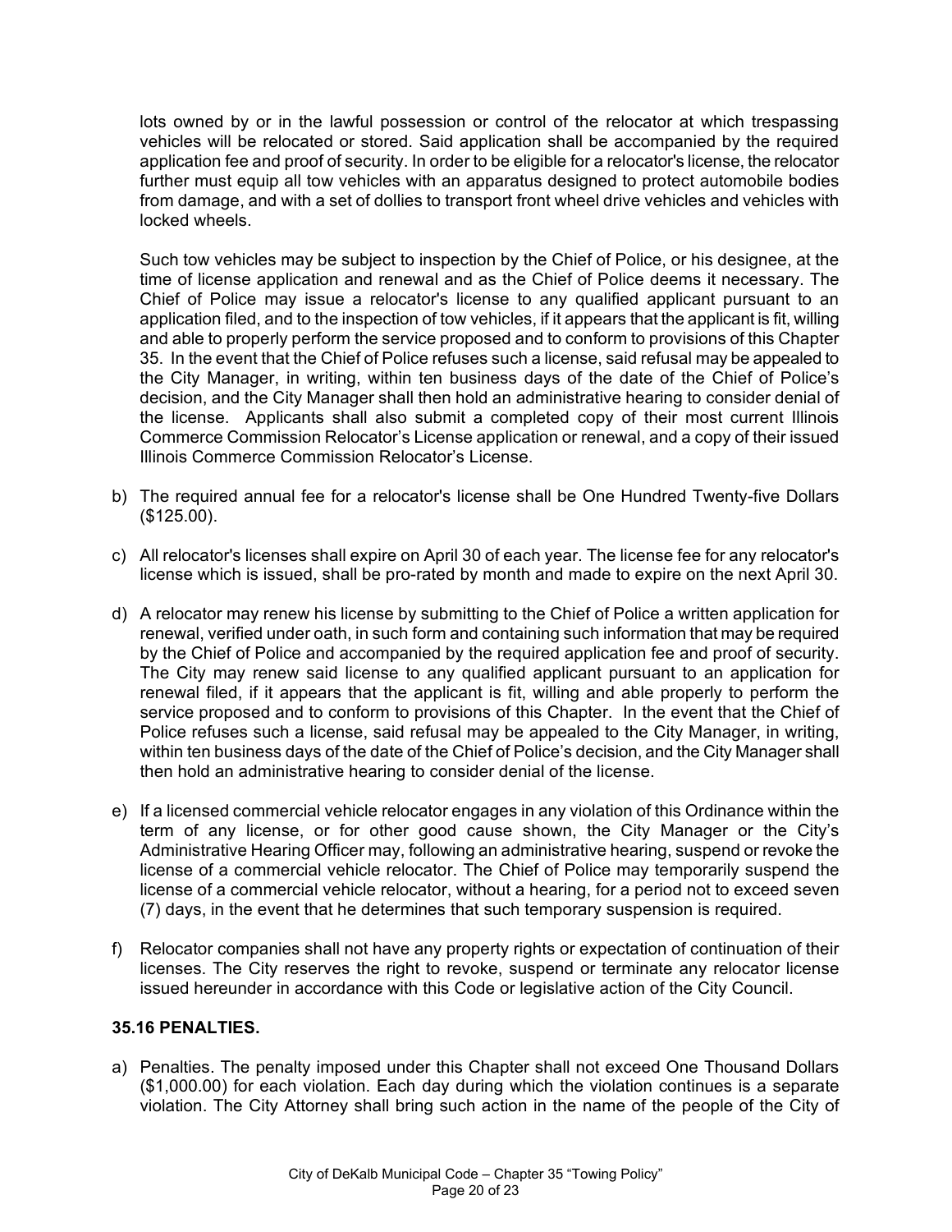lots owned by or in the lawful possession or control of the relocator at which trespassing vehicles will be relocated or stored. Said application shall be accompanied by the required application fee and proof of security. In order to be eligible for a relocator's license, the relocator further must equip all tow vehicles with an apparatus designed to protect automobile bodies from damage, and with a set of dollies to transport front wheel drive vehicles and vehicles with locked wheels.

Such tow vehicles may be subject to inspection by the Chief of Police, or his designee, at the time of license application and renewal and as the Chief of Police deems it necessary. The Chief of Police may issue a relocator's license to any qualified applicant pursuant to an application filed, and to the inspection of tow vehicles, if it appears that the applicant is fit, willing and able to properly perform the service proposed and to conform to provisions of this Chapter 35. In the event that the Chief of Police refuses such a license, said refusal may be appealed to the City Manager, in writing, within ten business days of the date of the Chief of Police's decision, and the City Manager shall then hold an administrative hearing to consider denial of the license. Applicants shall also submit a completed copy of their most current Illinois Commerce Commission Relocator's License application or renewal, and a copy of their issued Illinois Commerce Commission Relocator's License.

b) The required annual fee for a relocator's license shall be One Hundred Twenty-five Dollars ($125.00).

c) All relocator's licenses shall expire on April 30 of each year. The license fee for any relocator's license which is issued, shall be pro-rated by month and made to expire on the next April 30.

d) A relocator may renew his license by submitting to the Chief of Police a written application for renewal, verified under oath, in such form and containing such information that may be required by the Chief of Police and accompanied by the required application fee and proof of security. The City may renew said license to any qualified applicant pursuant to an application for renewal filed, if it appears that the applicant is fit, willing and able properly to perform the service proposed and to conform to provisions of this Chapter. In the event that the Chief of Police refuses such a license, said refusal may be appealed to the City Manager, in writing, within ten business days of the date of the Chief of Police's decision, and the City Manager shall then hold an administrative hearing to consider denial of the license.

e) If a licensed commercial vehicle relocator engages in any violation of this Ordinance within the term of any license, or for other good cause shown, the City Manager or the City's Administrative Hearing Officer may, following an administrative hearing, suspend or revoke the license of a commercial vehicle relocator. The Chief of Police may temporarily suspend the license of a commercial vehicle relocator, without a hearing, for a period not to exceed seven (7) days, in the event that he determines that such temporary suspension is required.

f) Relocator companies shall not have any property rights or expectation of continuation of their licenses. The City reserves the right to revoke, suspend or terminate any relocator license issued hereunder in accordance with this Code or legislative action of the City Council.

### 35.16 PENALTIES.

a) Penalties. The penalty imposed under this Chapter shall not exceed One Thousand Dollars ($1,000.00) for each violation. Each day during which the violation continues is a separate violation. The City Attorney shall bring such action in the name of the people of the City of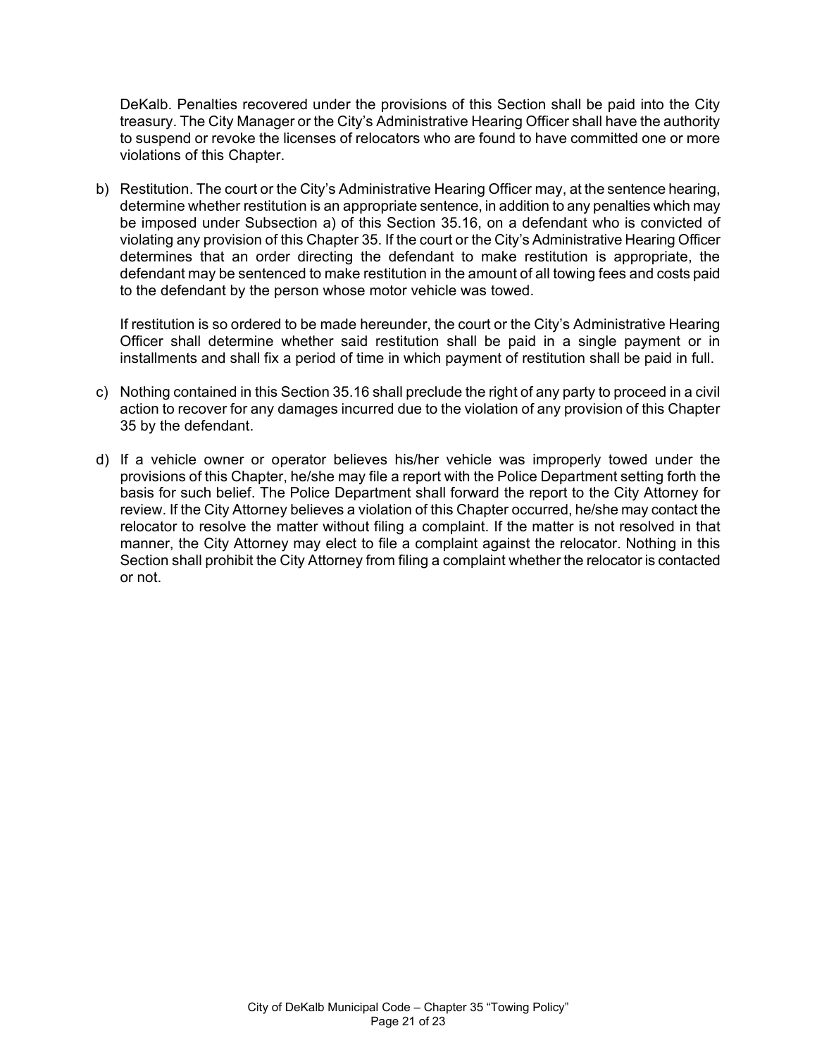DeKalb. Penalties recovered under the provisions of this Section shall be paid into the City treasury. The City Manager or the City's Administrative Hearing Officer shall have the authority to suspend or revoke the licenses of relocators who are found to have committed one or more violations of this Chapter.

b) Restitution. The court or the City's Administrative Hearing Officer may, at the sentence hearing, determine whether restitution is an appropriate sentence, in addition to any penalties which may be imposed under Subsection a) of this Section 35.16, on a defendant who is convicted of violating any provision of this Chapter 35. If the court or the City's Administrative Hearing Officer determines that an order directing the defendant to make restitution is appropriate, the defendant may be sentenced to make restitution in the amount of all towing fees and costs paid to the defendant by the person whose motor vehicle was towed.

   If restitution is so ordered to be made hereunder, the court or the City's Administrative Hearing Officer shall determine whether said restitution shall be paid in a single payment or in installments and shall fix a period of time in which payment of restitution shall be paid in full.

c) Nothing contained in this Section 35.16 shall preclude the right of any party to proceed in a civil action to recover for any damages incurred due to the violation of any provision of this Chapter 35 by the defendant.

d) If a vehicle owner or operator believes his/her vehicle was improperly towed under the provisions of this Chapter, he/she may file a report with the Police Department setting forth the basis for such belief. The Police Department shall forward the report to the City Attorney for review. If the City Attorney believes a violation of this Chapter occurred, he/she may contact the relocator to resolve the matter without filing a complaint. If the matter is not resolved in that manner, the City Attorney may elect to file a complaint against the relocator. Nothing in this Section shall prohibit the City Attorney from filing a complaint whether the relocator is contacted or not.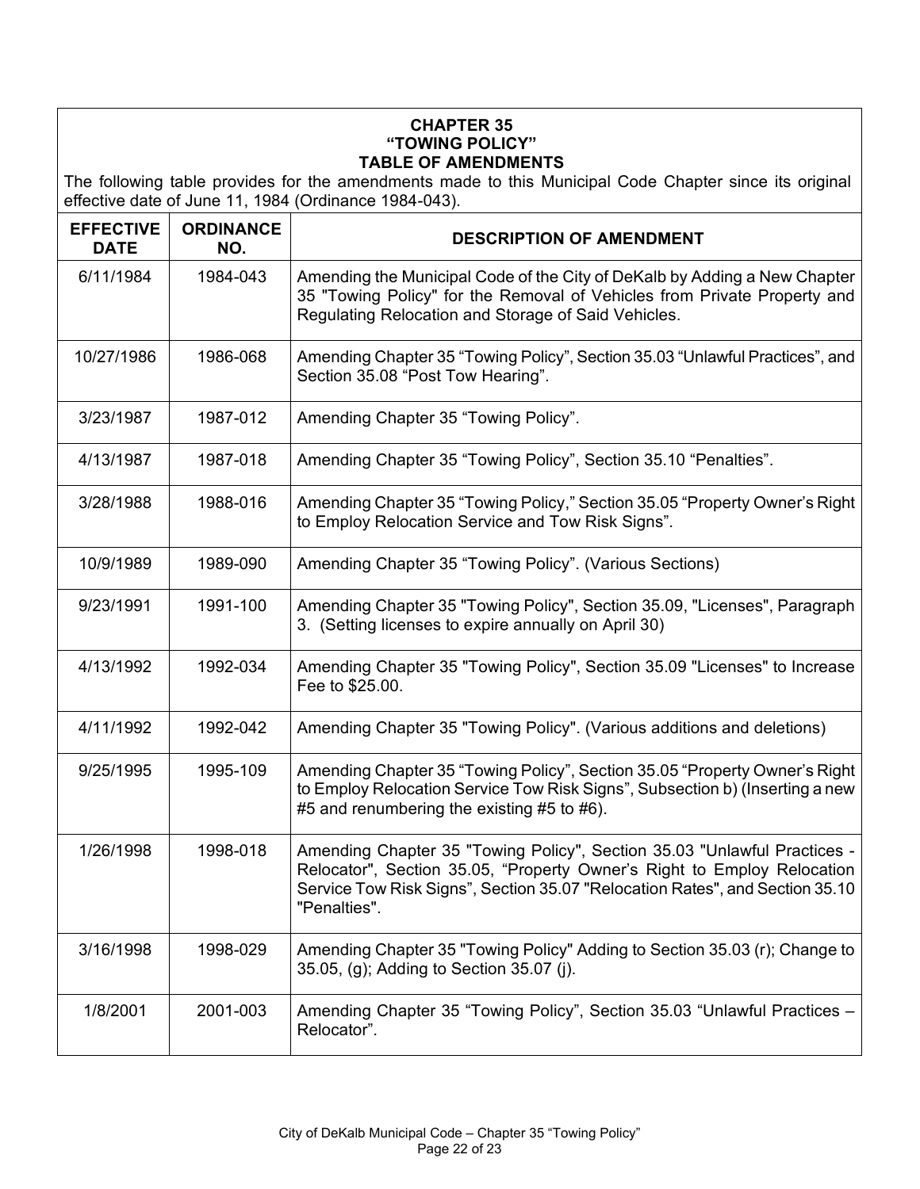**CHAPTER 35**
**"TOWING POLICY"**
**TABLE OF AMENDMENTS**

The following table provides for the amendments made to this Municipal Code Chapter since its original effective date of June 11, 1984 (Ordinance 1984-043).

| EFFECTIVE DATE | ORDINANCE NO. | DESCRIPTION OF AMENDMENT |
|---|---|---|
| 6/11/1984 | 1984-043 | Amending the Municipal Code of the City of DeKalb by Adding a New Chapter 35 "Towing Policy" for the Removal of Vehicles from Private Property and Regulating Relocation and Storage of Said Vehicles. |
| 10/27/1986 | 1986-068 | Amending Chapter 35 "Towing Policy", Section 35.03 "Unlawful Practices", and Section 35.08 "Post Tow Hearing". |
| 3/23/1987 | 1987-012 | Amending Chapter 35 "Towing Policy". |
| 4/13/1987 | 1987-018 | Amending Chapter 35 "Towing Policy", Section 35.10 "Penalties". |
| 3/28/1988 | 1988-016 | Amending Chapter 35 "Towing Policy," Section 35.05 "Property Owner's Right to Employ Relocation Service and Tow Risk Signs". |
| 10/9/1989 | 1989-090 | Amending Chapter 35 "Towing Policy". (Various Sections) |
| 9/23/1991 | 1991-100 | Amending Chapter 35 "Towing Policy", Section 35.09, "Licenses", Paragraph 3. (Setting licenses to expire annually on April 30) |
| 4/13/1992 | 1992-034 | Amending Chapter 35 "Towing Policy", Section 35.09 "Licenses" to Increase Fee to $25.00. |
| 4/11/1992 | 1992-042 | Amending Chapter 35 "Towing Policy". (Various additions and deletions) |
| 9/25/1995 | 1995-109 | Amending Chapter 35 "Towing Policy", Section 35.05 "Property Owner's Right to Employ Relocation Service Tow Risk Signs", Subsection b) (Inserting a new #5 and renumbering the existing #5 to #6). |
| 1/26/1998 | 1998-018 | Amending Chapter 35 "Towing Policy", Section 35.03 "Unlawful Practices - Relocator", Section 35.05, "Property Owner's Right to Employ Relocation Service Tow Risk Signs", Section 35.07 "Relocation Rates", and Section 35.10 "Penalties". |
| 3/16/1998 | 1998-029 | Amending Chapter 35 "Towing Policy" Adding to Section 35.03 (r); Change to 35.05, (g); Adding to Section 35.07 (j). |
| 1/8/2001 | 2001-003 | Amending Chapter 35 "Towing Policy", Section 35.03 "Unlawful Practices – Relocator". |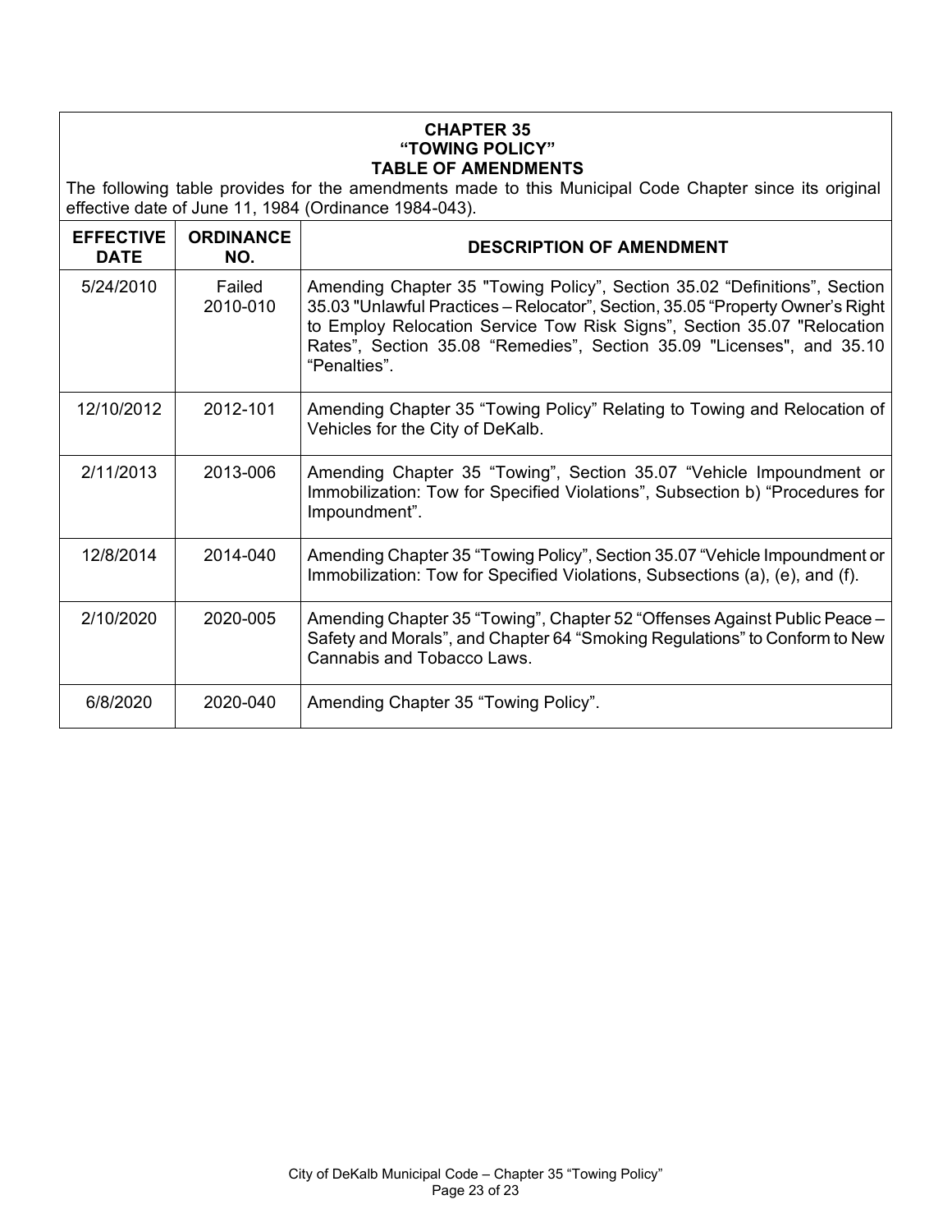**CHAPTER 35**
**"TOWING POLICY"**
**TABLE OF AMENDMENTS**

The following table provides for the amendments made to this Municipal Code Chapter since its original effective date of June 11, 1984 (Ordinance 1984-043).

| EFFECTIVE DATE | ORDINANCE NO. | DESCRIPTION OF AMENDMENT |
|---|---|---|
| 5/24/2010 | Failed 2010-010 | Amending Chapter 35 "Towing Policy", Section 35.02 "Definitions", Section 35.03 "Unlawful Practices – Relocator", Section, 35.05 "Property Owner's Right to Employ Relocation Service Tow Risk Signs", Section 35.07 "Relocation Rates", Section 35.08 "Remedies", Section 35.09 "Licenses", and 35.10 "Penalties". |
| 12/10/2012 | 2012-101 | Amending Chapter 35 "Towing Policy" Relating to Towing and Relocation of Vehicles for the City of DeKalb. |
| 2/11/2013 | 2013-006 | Amending Chapter 35 "Towing", Section 35.07 "Vehicle Impoundment or Immobilization: Tow for Specified Violations", Subsection b) "Procedures for Impoundment". |
| 12/8/2014 | 2014-040 | Amending Chapter 35 "Towing Policy", Section 35.07 "Vehicle Impoundment or Immobilization: Tow for Specified Violations, Subsections (a), (e), and (f). |
| 2/10/2020 | 2020-005 | Amending Chapter 35 "Towing", Chapter 52 "Offenses Against Public Peace – Safety and Morals", and Chapter 64 "Smoking Regulations" to Conform to New Cannabis and Tobacco Laws. |
| 6/8/2020 | 2020-040 | Amending Chapter 35 "Towing Policy". |